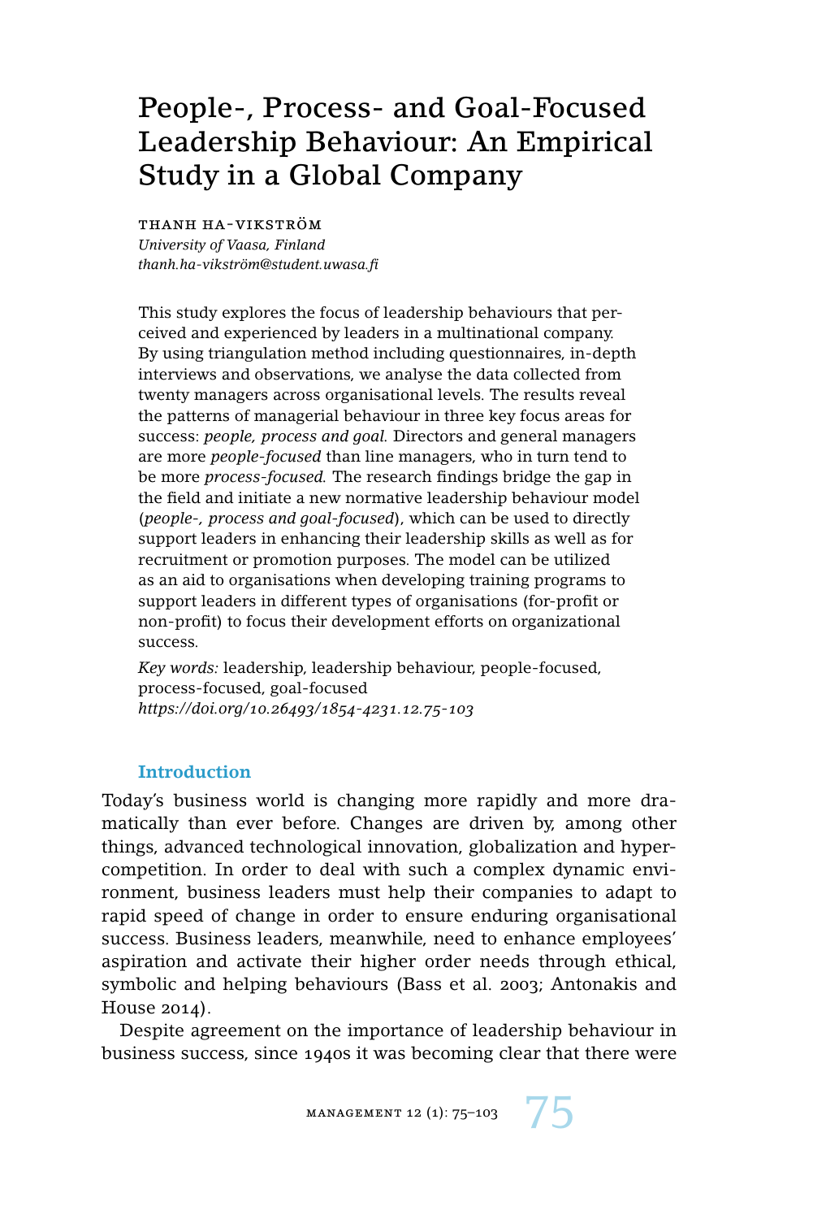# People-, Process- and Goal-Focused Leadership Behaviour: An Empirical Study in a Global Company

THANH HA-VIKSTRÖM
*University of Vaasa, Finland*
*thanh.ha-vikström@student.uwasa.fi*

This study explores the focus of leadership behaviours that perceived and experienced by leaders in a multinational company. By using triangulation method including questionnaires, in-depth interviews and observations, we analyse the data collected from twenty managers across organisational levels. The results reveal the patterns of managerial behaviour in three key focus areas for success: *people, process and goal.* Directors and general managers are more *people-focused* than line managers, who in turn tend to be more *process-focused.* The research findings bridge the gap in the field and initiate a new normative leadership behaviour model (*people-, process and goal-focused*), which can be used to directly support leaders in enhancing their leadership skills as well as for recruitment or promotion purposes. The model can be utilized as an aid to organisations when developing training programs to support leaders in different types of organisations (for-profit or non-profit) to focus their development efforts on organizational success.

*Key words:* leadership, leadership behaviour, people-focused, process-focused, goal-focused
*https://doi.org/10.26493/1854-4231.12.75-103*

## Introduction

Today's business world is changing more rapidly and more dramatically than ever before. Changes are driven by, among other things, advanced technological innovation, globalization and hyper-competition. In order to deal with such a complex dynamic environment, business leaders must help their companies to adapt to rapid speed of change in order to ensure enduring organisational success. Business leaders, meanwhile, need to enhance employees' aspiration and activate their higher order needs through ethical, symbolic and helping behaviours (Bass et al. 2003; Antonakis and House 2014).

Despite agreement on the importance of leadership behaviour in business success, since 1940s it was becoming clear that there were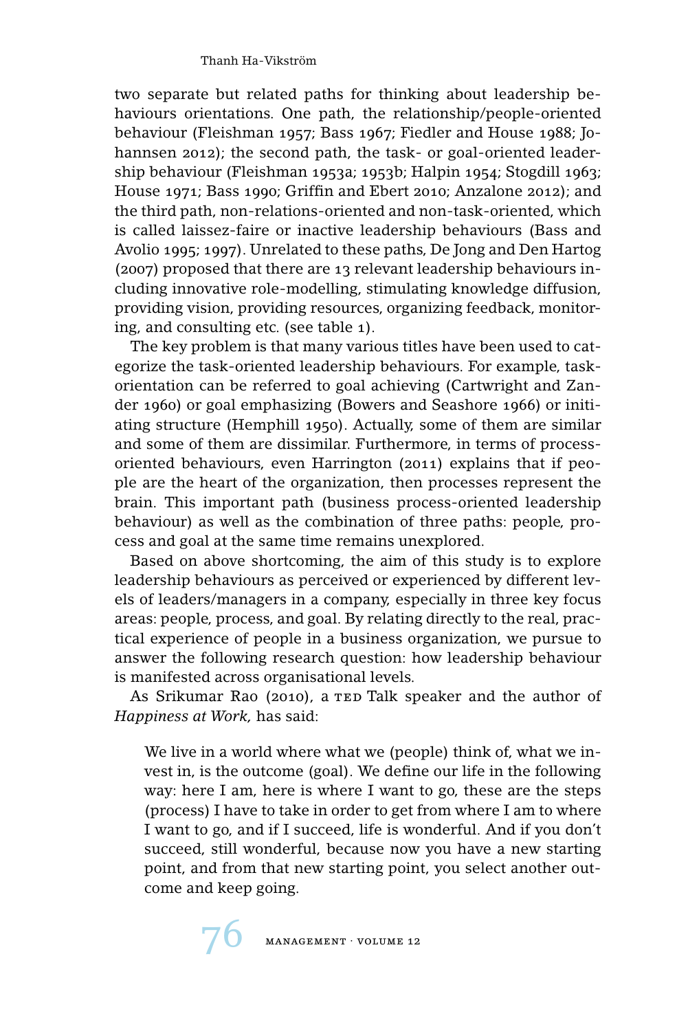two separate but related paths for thinking about leadership behaviours orientations. One path, the relationship/people-oriented behaviour (Fleishman 1957; Bass 1967; Fiedler and House 1988; Johannsen 2012); the second path, the task- or goal-oriented leadership behaviour (Fleishman 1953a; 1953b; Halpin 1954; Stogdill 1963; House 1971; Bass 1990; Griffin and Ebert 2010; Anzalone 2012); and the third path, non-relations-oriented and non-task-oriented, which is called laissez-faire or inactive leadership behaviours (Bass and Avolio 1995; 1997). Unrelated to these paths, De Jong and Den Hartog (2007) proposed that there are 13 relevant leadership behaviours including innovative role-modelling, stimulating knowledge diffusion, providing vision, providing resources, organizing feedback, monitoring, and consulting etc. (see table 1).

The key problem is that many various titles have been used to categorize the task-oriented leadership behaviours. For example, task-orientation can be referred to goal achieving (Cartwright and Zander 1960) or goal emphasizing (Bowers and Seashore 1966) or initiating structure (Hemphill 1950). Actually, some of them are similar and some of them are dissimilar. Furthermore, in terms of process-oriented behaviours, even Harrington (2011) explains that if people are the heart of the organization, then processes represent the brain. This important path (business process-oriented leadership behaviour) as well as the combination of three paths: people, process and goal at the same time remains unexplored.

Based on above shortcoming, the aim of this study is to explore leadership behaviours as perceived or experienced by different levels of leaders/managers in a company, especially in three key focus areas: people, process, and goal. By relating directly to the real, practical experience of people in a business organization, we pursue to answer the following research question: how leadership behaviour is manifested across organisational levels.

As Srikumar Rao (2010), a TED Talk speaker and the author of *Happiness at Work,* has said:

> We live in a world where what we (people) think of, what we invest in, is the outcome (goal). We define our life in the following way: here I am, here is where I want to go, these are the steps (process) I have to take in order to get from where I am to where I want to go, and if I succeed, life is wonderful. And if you don't succeed, still wonderful, because now you have a new starting point, and from that new starting point, you select another outcome and keep going.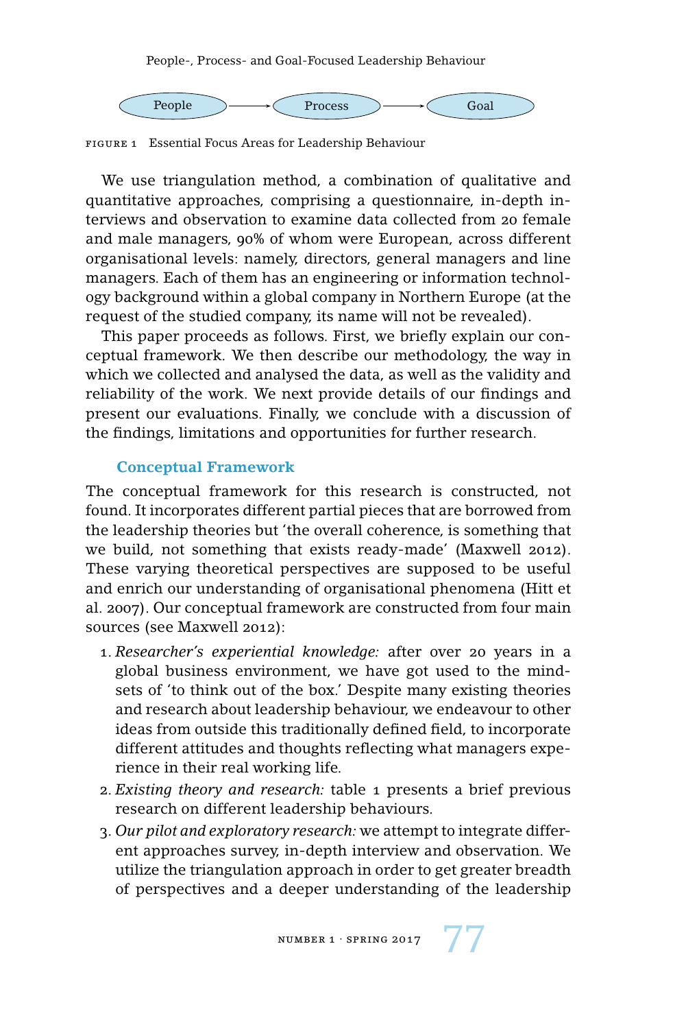People → Process → Goal

FIGURE 1 Essential Focus Areas for Leadership Behaviour

We use triangulation method, a combination of qualitative and quantitative approaches, comprising a questionnaire, in-depth interviews and observation to examine data collected from 20 female and male managers, 90% of whom were European, across different organisational levels: namely, directors, general managers and line managers. Each of them has an engineering or information technology background within a global company in Northern Europe (at the request of the studied company, its name will not be revealed).

This paper proceeds as follows. First, we briefly explain our conceptual framework. We then describe our methodology, the way in which we collected and analysed the data, as well as the validity and reliability of the work. We next provide details of our findings and present our evaluations. Finally, we conclude with a discussion of the findings, limitations and opportunities for further research.

## Conceptual Framework

The conceptual framework for this research is constructed, not found. It incorporates different partial pieces that are borrowed from the leadership theories but 'the overall coherence, is something that we build, not something that exists ready-made' (Maxwell 2012). These varying theoretical perspectives are supposed to be useful and enrich our understanding of organisational phenomena (Hitt et al. 2007). Our conceptual framework are constructed from four main sources (see Maxwell 2012):

1. *Researcher's experiential knowledge:* after over 20 years in a global business environment, we have got used to the mindsets of 'to think out of the box.' Despite many existing theories and research about leadership behaviour, we endeavour to other ideas from outside this traditionally defined field, to incorporate different attitudes and thoughts reflecting what managers experience in their real working life.
2. *Existing theory and research:* table 1 presents a brief previous research on different leadership behaviours.
3. *Our pilot and exploratory research:* we attempt to integrate different approaches survey, in-depth interview and observation. We utilize the triangulation approach in order to get greater breadth of perspectives and a deeper understanding of the leadership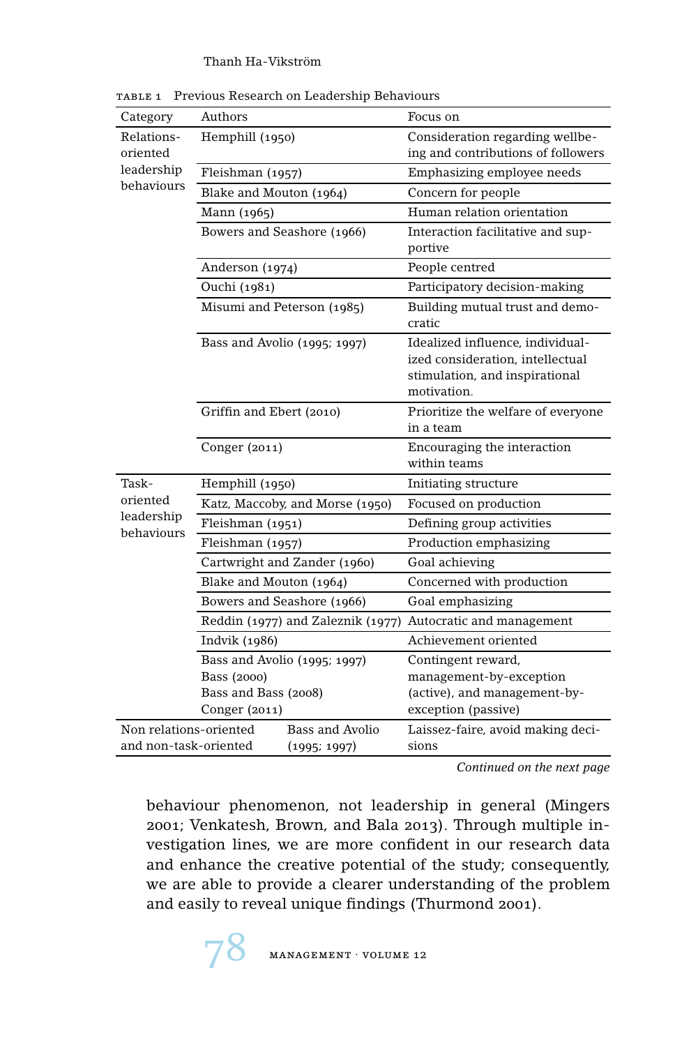TABLE 1 Previous Research on Leadership Behaviours

| Category | Authors | Focus on |
|---|---|---|
| Relations-oriented leadership behaviours | Hemphill (1950) | Consideration regarding wellbeing and contributions of followers |
| | Fleishman (1957) | Emphasizing employee needs |
| | Blake and Mouton (1964) | Concern for people |
| | Mann (1965) | Human relation orientation |
| | Bowers and Seashore (1966) | Interaction facilitative and supportive |
| | Anderson (1974) | People centred |
| | Ouchi (1981) | Participatory decision-making |
| | Misumi and Peterson (1985) | Building mutual trust and democratic |
| | Bass and Avolio (1995; 1997) | Idealized influence, individualized consideration, intellectual stimulation, and inspirational motivation. |
| | Griffin and Ebert (2010) | Prioritize the welfare of everyone in a team |
| | Conger (2011) | Encouraging the interaction within teams |
| Task-oriented leadership behaviours | Hemphill (1950) | Initiating structure |
| | Katz, Maccoby, and Morse (1950) | Focused on production |
| | Fleishman (1951) | Defining group activities |
| | Fleishman (1957) | Production emphasizing |
| | Cartwright and Zander (1960) | Goal achieving |
| | Blake and Mouton (1964) | Concerned with production |
| | Bowers and Seashore (1966) | Goal emphasizing |
| | Reddin (1977) and Zaleznik (1977) | Autocratic and management |
| | Indvik (1986) | Achievement oriented |
| | Bass and Avolio (1995; 1997) Bass (2000) Bass and Bass (2008) Conger (2011) | Contingent reward, management-by-exception (active), and management-by-exception (passive) |
| Non relations-oriented and non-task-oriented | Bass and Avolio (1995; 1997) | Laissez-faire, avoid making decisions |

*Continued on the next page*

behaviour phenomenon, not leadership in general (Mingers 2001; Venkatesh, Brown, and Bala 2013). Through multiple investigation lines, we are more confident in our research data and enhance the creative potential of the study; consequently, we are able to provide a clearer understanding of the problem and easily to reveal unique findings (Thurmond 2001).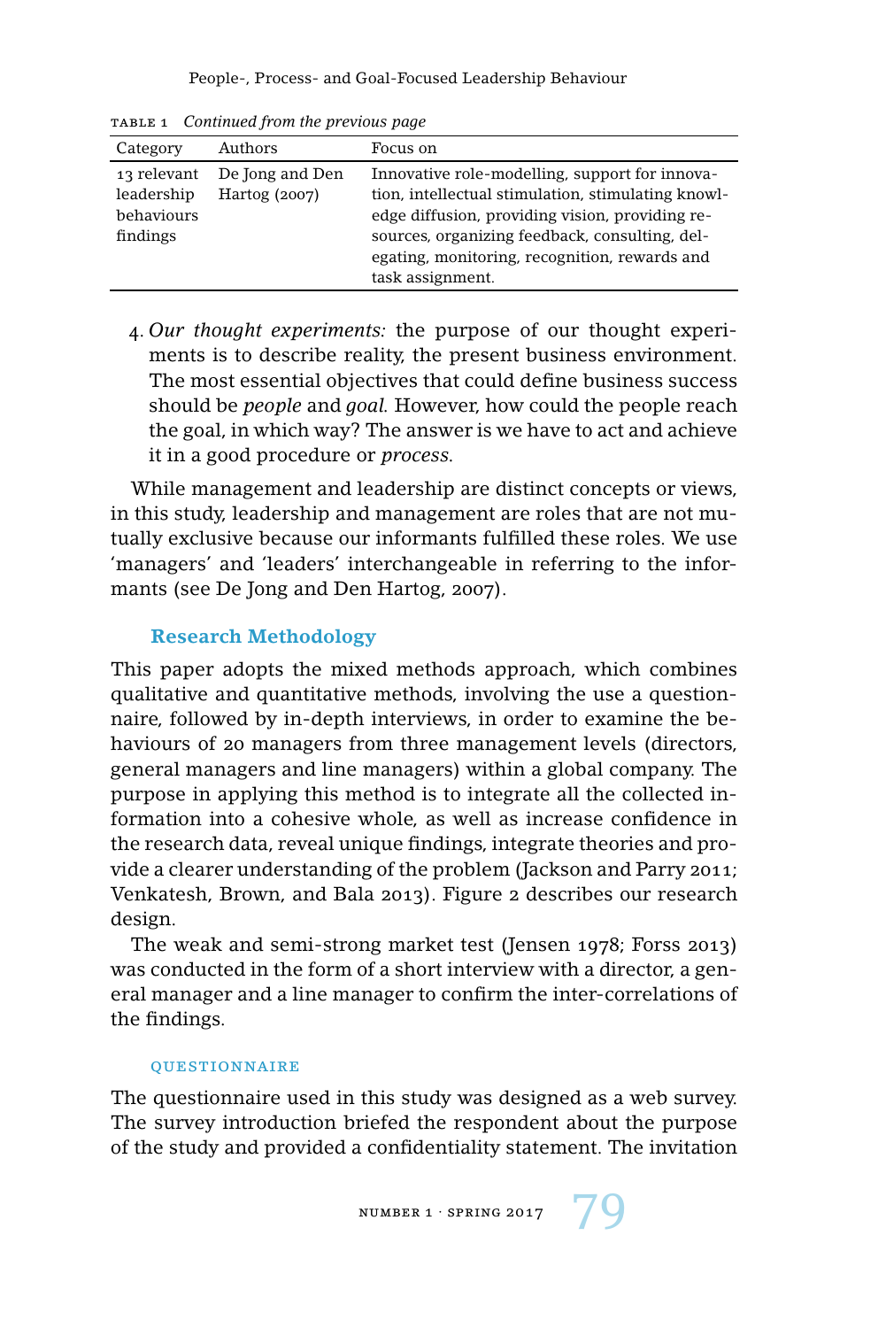TABLE 1 *Continued from the previous page*

| Category | Authors | Focus on |
|---|---|---|
| 13 relevant leadership behaviours findings | De Jong and Den Hartog (2007) | Innovative role-modelling, support for innovation, intellectual stimulation, stimulating knowledge diffusion, providing vision, providing resources, organizing feedback, consulting, delegating, monitoring, recognition, rewards and task assignment. |

4. *Our thought experiments:* the purpose of our thought experiments is to describe reality, the present business environment. The most essential objectives that could define business success should be *people* and *goal*. However, how could the people reach the goal, in which way? The answer is we have to act and achieve it in a good procedure or *process*.

While management and leadership are distinct concepts or views, in this study, leadership and management are roles that are not mutually exclusive because our informants fulfilled these roles. We use 'managers' and 'leaders' interchangeable in referring to the informants (see De Jong and Den Hartog, 2007).

## Research Methodology

This paper adopts the mixed methods approach, which combines qualitative and quantitative methods, involving the use a questionnaire, followed by in-depth interviews, in order to examine the behaviours of 20 managers from three management levels (directors, general managers and line managers) within a global company. The purpose in applying this method is to integrate all the collected information into a cohesive whole, as well as increase confidence in the research data, reveal unique findings, integrate theories and provide a clearer understanding of the problem (Jackson and Parry 2011; Venkatesh, Brown, and Bala 2013). Figure 2 describes our research design.

The weak and semi-strong market test (Jensen 1978; Forss 2013) was conducted in the form of a short interview with a director, a general manager and a line manager to confirm the inter-correlations of the findings.

### Questionnaire

The questionnaire used in this study was designed as a web survey. The survey introduction briefed the respondent about the purpose of the study and provided a confidentiality statement. The invitation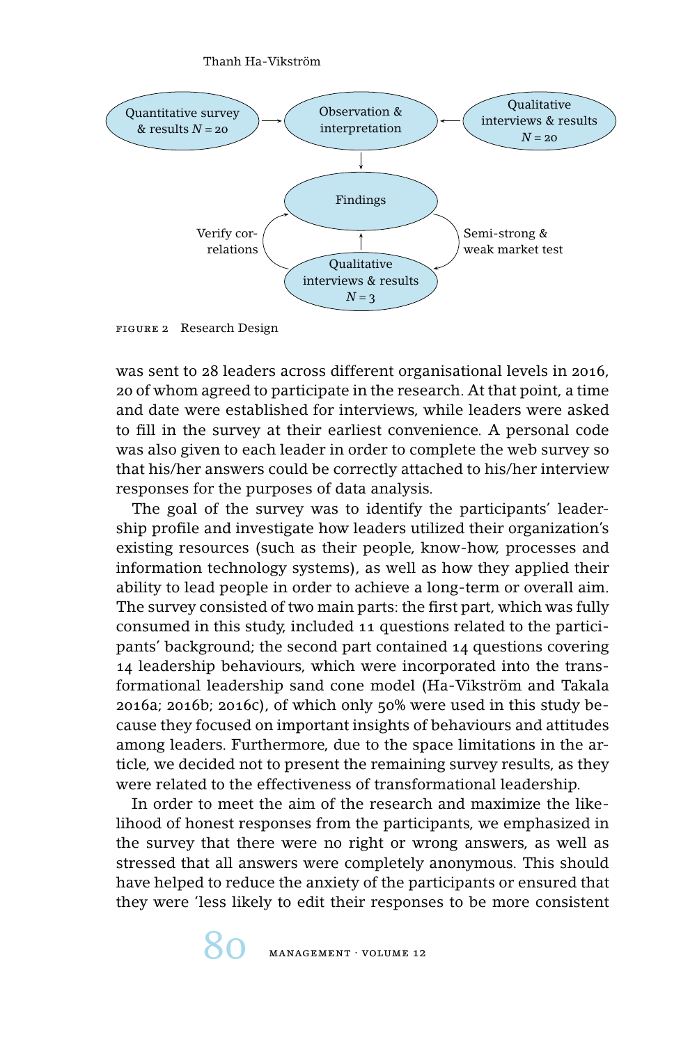Quantitative survey & results $N = 20$ → Observation & interpretation ← Qualitative interviews & results $N = 20$

Observation & interpretation → Findings

Qualitative interviews & results $N = 3$ → Findings

Verify correlations

Semi-strong & weak market test

FIGURE 2 Research Design

was sent to 28 leaders across different organisational levels in 2016, 20 of whom agreed to participate in the research. At that point, a time and date were established for interviews, while leaders were asked to fill in the survey at their earliest convenience. A personal code was also given to each leader in order to complete the web survey so that his/her answers could be correctly attached to his/her interview responses for the purposes of data analysis.

The goal of the survey was to identify the participants' leadership profile and investigate how leaders utilized their organization's existing resources (such as their people, know-how, processes and information technology systems), as well as how they applied their ability to lead people in order to achieve a long-term or overall aim. The survey consisted of two main parts: the first part, which was fully consumed in this study, included 11 questions related to the participants' background; the second part contained 14 questions covering 14 leadership behaviours, which were incorporated into the transformational leadership sand cone model (Ha-Vikström and Takala 2016a; 2016b; 2016c), of which only 50% were used in this study because they focused on important insights of behaviours and attitudes among leaders. Furthermore, due to the space limitations in the article, we decided not to present the remaining survey results, as they were related to the effectiveness of transformational leadership.

In order to meet the aim of the research and maximize the likelihood of honest responses from the participants, we emphasized in the survey that there were no right or wrong answers, as well as stressed that all answers were completely anonymous. This should have helped to reduce the anxiety of the participants or ensured that they were 'less likely to edit their responses to be more consistent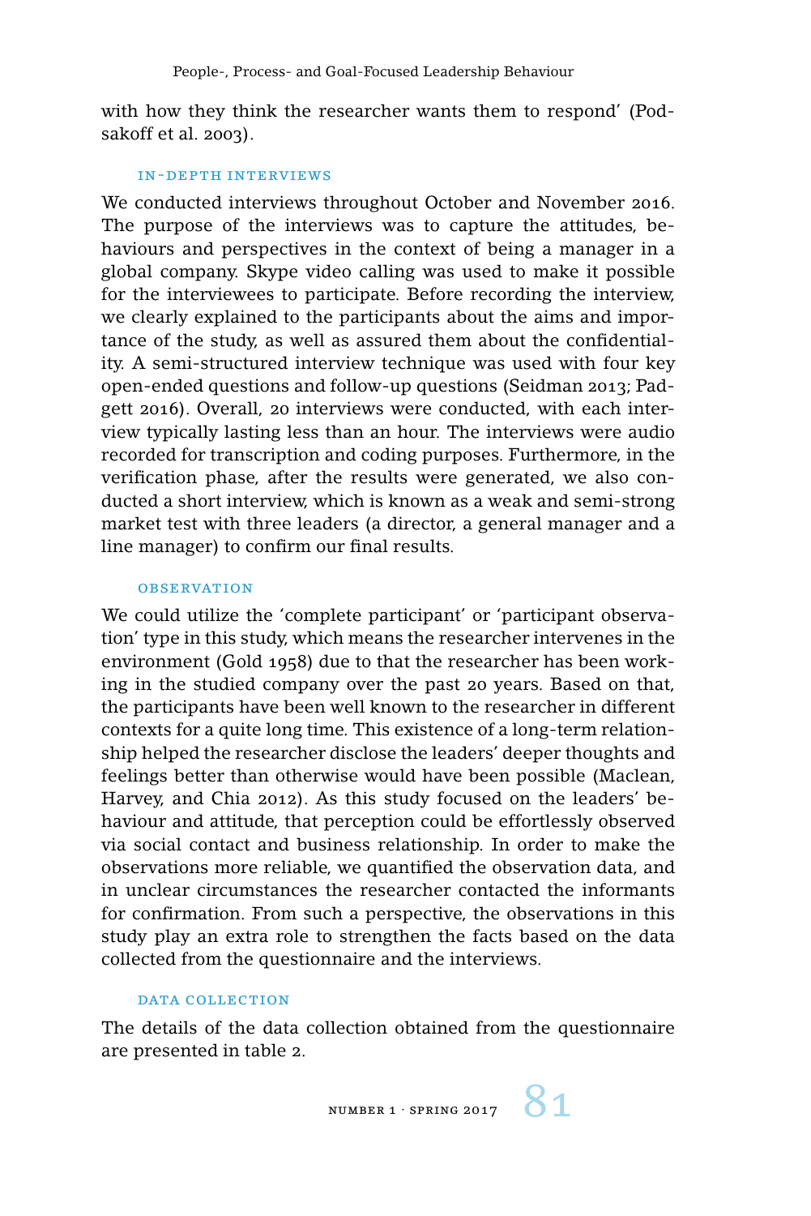with how they think the researcher wants them to respond' (Podsakoff et al. 2003).

### In-Depth Interviews

We conducted interviews throughout October and November 2016. The purpose of the interviews was to capture the attitudes, behaviours and perspectives in the context of being a manager in a global company. Skype video calling was used to make it possible for the interviewees to participate. Before recording the interview, we clearly explained to the participants about the aims and importance of the study, as well as assured them about the confidentiality. A semi-structured interview technique was used with four key open-ended questions and follow-up questions (Seidman 2013; Padgett 2016). Overall, 20 interviews were conducted, with each interview typically lasting less than an hour. The interviews were audio recorded for transcription and coding purposes. Furthermore, in the verification phase, after the results were generated, we also conducted a short interview, which is known as a weak and semi-strong market test with three leaders (a director, a general manager and a line manager) to confirm our final results.

### Observation

We could utilize the 'complete participant' or 'participant observation' type in this study, which means the researcher intervenes in the environment (Gold 1958) due to that the researcher has been working in the studied company over the past 20 years. Based on that, the participants have been well known to the researcher in different contexts for a quite long time. This existence of a long-term relationship helped the researcher disclose the leaders' deeper thoughts and feelings better than otherwise would have been possible (Maclean, Harvey, and Chia 2012). As this study focused on the leaders' behaviour and attitude, that perception could be effortlessly observed via social contact and business relationship. In order to make the observations more reliable, we quantified the observation data, and in unclear circumstances the researcher contacted the informants for confirmation. From such a perspective, the observations in this study play an extra role to strengthen the facts based on the data collected from the questionnaire and the interviews.

### Data Collection

The details of the data collection obtained from the questionnaire are presented in table 2.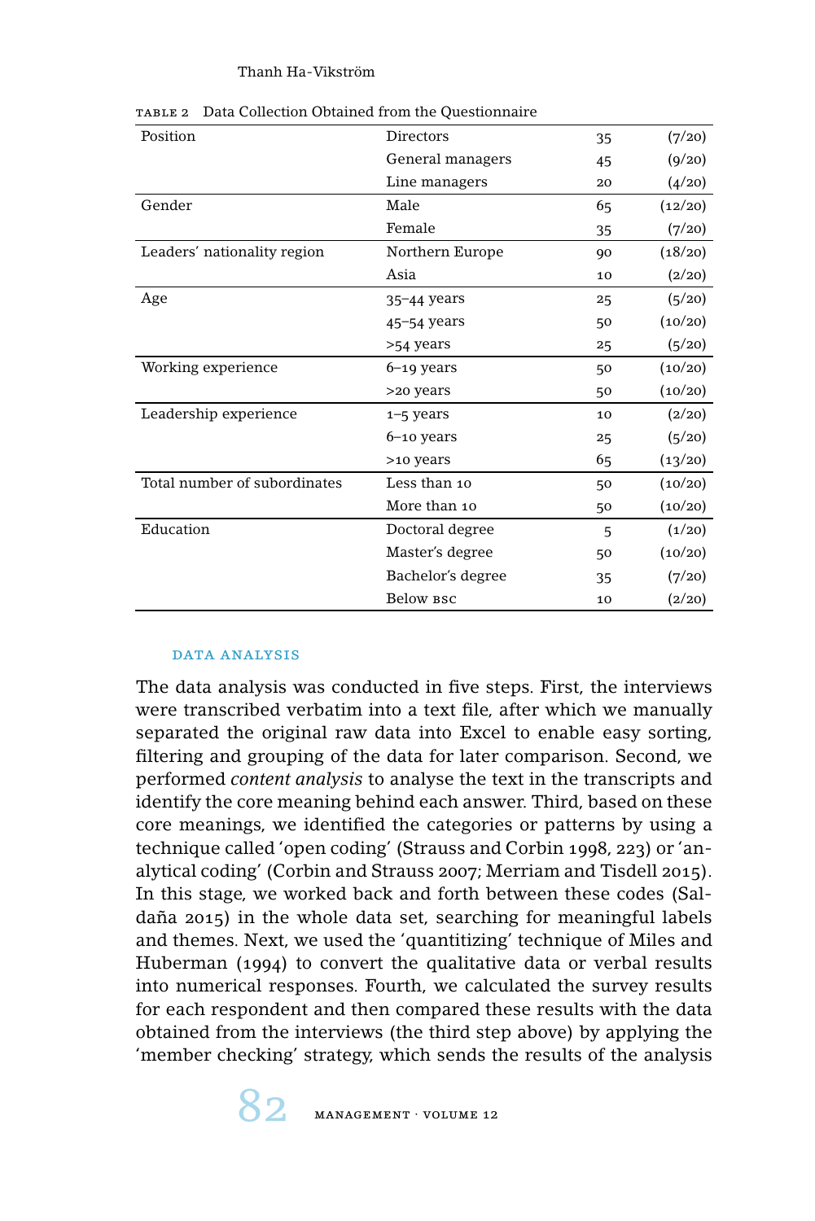Table 2 Data Collection Obtained from the Questionnaire

| | | | |
|---|---|---|---|
| Position | Directors | 35 | (7/20) |
| | General managers | 45 | (9/20) |
| | Line managers | 20 | (4/20) |
| Gender | Male | 65 | (12/20) |
| | Female | 35 | (7/20) |
| Leaders' nationality region | Northern Europe | 90 | (18/20) |
| | Asia | 10 | (2/20) |
| Age | 35–44 years | 25 | (5/20) |
| | 45–54 years | 50 | (10/20) |
| | >54 years | 25 | (5/20) |
| Working experience | 6–19 years | 50 | (10/20) |
| | >20 years | 50 | (10/20) |
| Leadership experience | 1–5 years | 10 | (2/20) |
| | 6–10 years | 25 | (5/20) |
| | >10 years | 65 | (13/20) |
| Total number of subordinates | Less than 10 | 50 | (10/20) |
| | More than 10 | 50 | (10/20) |
| Education | Doctoral degree | 5 | (1/20) |
| | Master's degree | 50 | (10/20) |
| | Bachelor's degree | 35 | (7/20) |
| | Below BSC | 10 | (2/20) |

### Data Analysis

The data analysis was conducted in five steps. First, the interviews were transcribed verbatim into a text file, after which we manually separated the original raw data into Excel to enable easy sorting, filtering and grouping of the data for later comparison. Second, we performed *content analysis* to analyse the text in the transcripts and identify the core meaning behind each answer. Third, based on these core meanings, we identified the categories or patterns by using a technique called 'open coding' (Strauss and Corbin 1998, 223) or 'analytical coding' (Corbin and Strauss 2007; Merriam and Tisdell 2015). In this stage, we worked back and forth between these codes (Saldaña 2015) in the whole data set, searching for meaningful labels and themes. Next, we used the 'quantitizing' technique of Miles and Huberman (1994) to convert the qualitative data or verbal results into numerical responses. Fourth, we calculated the survey results for each respondent and then compared these results with the data obtained from the interviews (the third step above) by applying the 'member checking' strategy, which sends the results of the analysis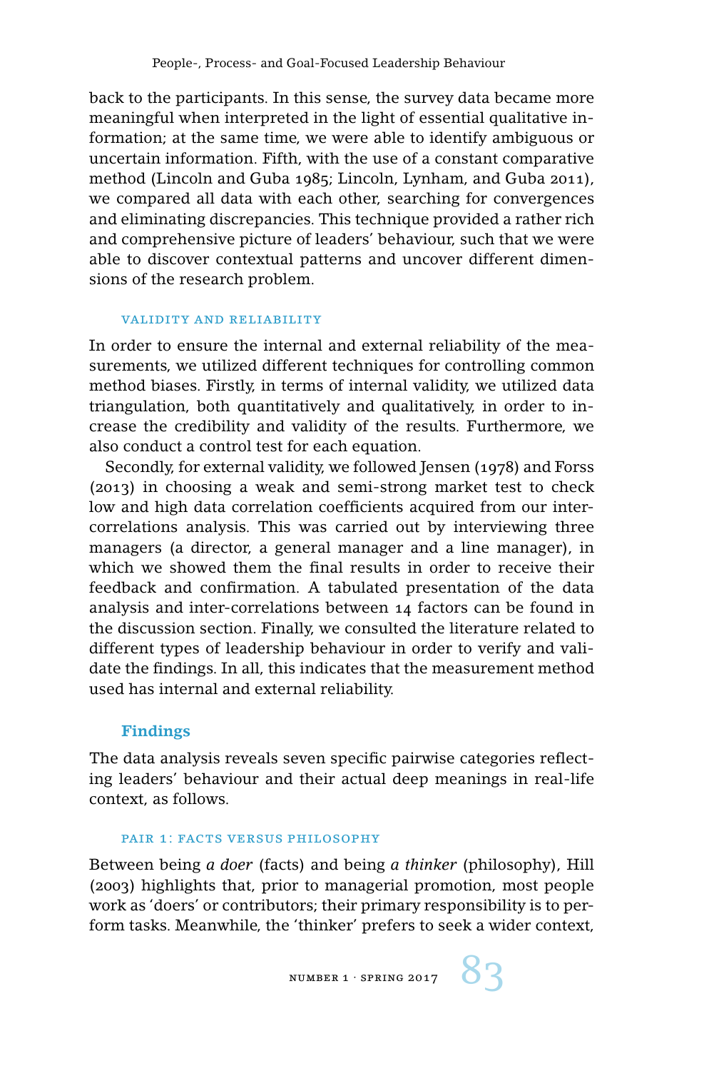back to the participants. In this sense, the survey data became more meaningful when interpreted in the light of essential qualitative information; at the same time, we were able to identify ambiguous or uncertain information. Fifth, with the use of a constant comparative method (Lincoln and Guba 1985; Lincoln, Lynham, and Guba 2011), we compared all data with each other, searching for convergences and eliminating discrepancies. This technique provided a rather rich and comprehensive picture of leaders' behaviour, such that we were able to discover contextual patterns and uncover different dimensions of the research problem.

### VALIDITY AND RELIABILITY

In order to ensure the internal and external reliability of the measurements, we utilized different techniques for controlling common method biases. Firstly, in terms of internal validity, we utilized data triangulation, both quantitatively and qualitatively, in order to increase the credibility and validity of the results. Furthermore, we also conduct a control test for each equation.

Secondly, for external validity, we followed Jensen (1978) and Forss (2013) in choosing a weak and semi-strong market test to check low and high data correlation coefficients acquired from our inter-correlations analysis. This was carried out by interviewing three managers (a director, a general manager and a line manager), in which we showed them the final results in order to receive their feedback and confirmation. A tabulated presentation of the data analysis and inter-correlations between 14 factors can be found in the discussion section. Finally, we consulted the literature related to different types of leadership behaviour in order to verify and validate the findings. In all, this indicates that the measurement method used has internal and external reliability.

## Findings

The data analysis reveals seven specific pairwise categories reflecting leaders' behaviour and their actual deep meanings in real-life context, as follows.

### PAIR 1: FACTS VERSUS PHILOSOPHY

Between being *a doer* (facts) and being *a thinker* (philosophy), Hill (2003) highlights that, prior to managerial promotion, most people work as 'doers' or contributors; their primary responsibility is to perform tasks. Meanwhile, the 'thinker' prefers to seek a wider context,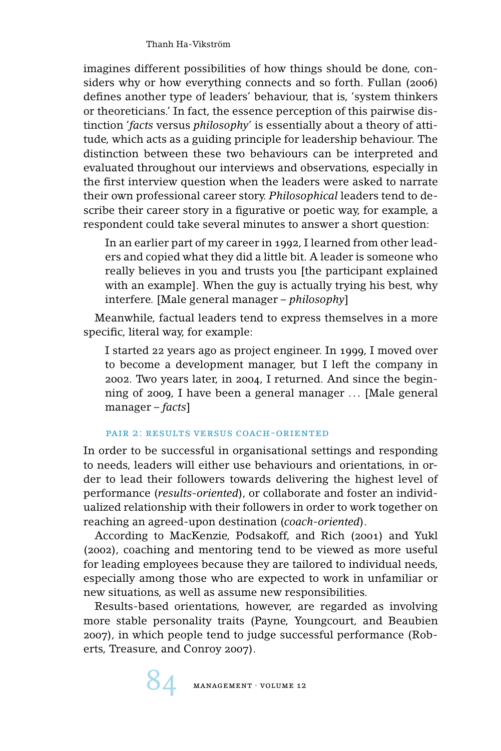imagines different possibilities of how things should be done, considers why or how everything connects and so forth. Fullan (2006) defines another type of leaders' behaviour, that is, 'system thinkers or theoreticians.' In fact, the essence perception of this pairwise distinction '*facts* versus *philosophy*' is essentially about a theory of attitude, which acts as a guiding principle for leadership behaviour. The distinction between these two behaviours can be interpreted and evaluated throughout our interviews and observations, especially in the first interview question when the leaders were asked to narrate their own professional career story. *Philosophical* leaders tend to describe their career story in a figurative or poetic way, for example, a respondent could take several minutes to answer a short question:

> In an earlier part of my career in 1992, I learned from other leaders and copied what they did a little bit. A leader is someone who really believes in you and trusts you [the participant explained with an example]. When the guy is actually trying his best, why interfere. [Male general manager – *philosophy*]

Meanwhile, factual leaders tend to express themselves in a more specific, literal way, for example:

> I started 22 years ago as project engineer. In 1999, I moved over to become a development manager, but I left the company in 2002. Two years later, in 2004, I returned. And since the beginning of 2009, I have been a general manager ... [Male general manager – *facts*]

#### Pair 2: Results versus Coach-Oriented

In order to be successful in organisational settings and responding to needs, leaders will either use behaviours and orientations, in order to lead their followers towards delivering the highest level of performance (*results-oriented*), or collaborate and foster an individualized relationship with their followers in order to work together on reaching an agreed-upon destination (*coach-oriented*).

According to MacKenzie, Podsakoff, and Rich (2001) and Yukl (2002), coaching and mentoring tend to be viewed as more useful for leading employees because they are tailored to individual needs, especially among those who are expected to work in unfamiliar or new situations, as well as assume new responsibilities.

Results-based orientations, however, are regarded as involving more stable personality traits (Payne, Youngcourt, and Beaubien 2007), in which people tend to judge successful performance (Roberts, Treasure, and Conroy 2007).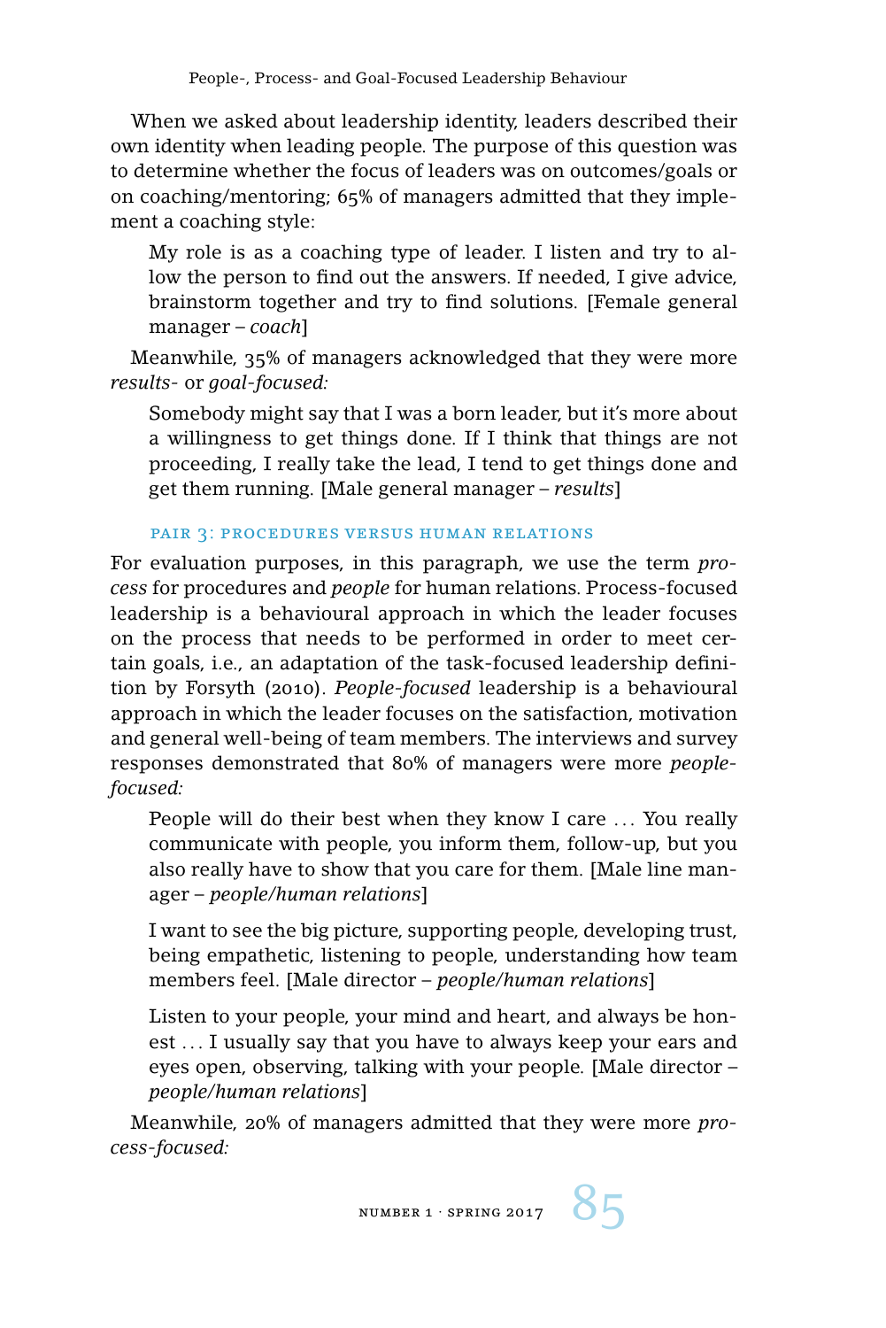When we asked about leadership identity, leaders described their own identity when leading people. The purpose of this question was to determine whether the focus of leaders was on outcomes/goals or on coaching/mentoring; 65% of managers admitted that they implement a coaching style:

> My role is as a coaching type of leader. I listen and try to allow the person to find out the answers. If needed, I give advice, brainstorm together and try to find solutions. [Female general manager – *coach*]

Meanwhile, 35% of managers acknowledged that they were more *results-* or *goal-focused:*

> Somebody might say that I was a born leader, but it's more about a willingness to get things done. If I think that things are not proceeding, I really take the lead, I tend to get things done and get them running. [Male general manager – *results*]

### Pair 3: Procedures versus Human Relations

For evaluation purposes, in this paragraph, we use the term *process* for procedures and *people* for human relations. Process-focused leadership is a behavioural approach in which the leader focuses on the process that needs to be performed in order to meet certain goals, i.e., an adaptation of the task-focused leadership definition by Forsyth (2010). *People-focused* leadership is a behavioural approach in which the leader focuses on the satisfaction, motivation and general well-being of team members. The interviews and survey responses demonstrated that 80% of managers were more *people-focused:*

> People will do their best when they know I care ... You really communicate with people, you inform them, follow-up, but you also really have to show that you care for them. [Male line manager – *people/human relations*]

> I want to see the big picture, supporting people, developing trust, being empathetic, listening to people, understanding how team members feel. [Male director – *people/human relations*]

> Listen to your people, your mind and heart, and always be honest ... I usually say that you have to always keep your ears and eyes open, observing, talking with your people. [Male director – *people/human relations*]

Meanwhile, 20% of managers admitted that they were more *process-focused:*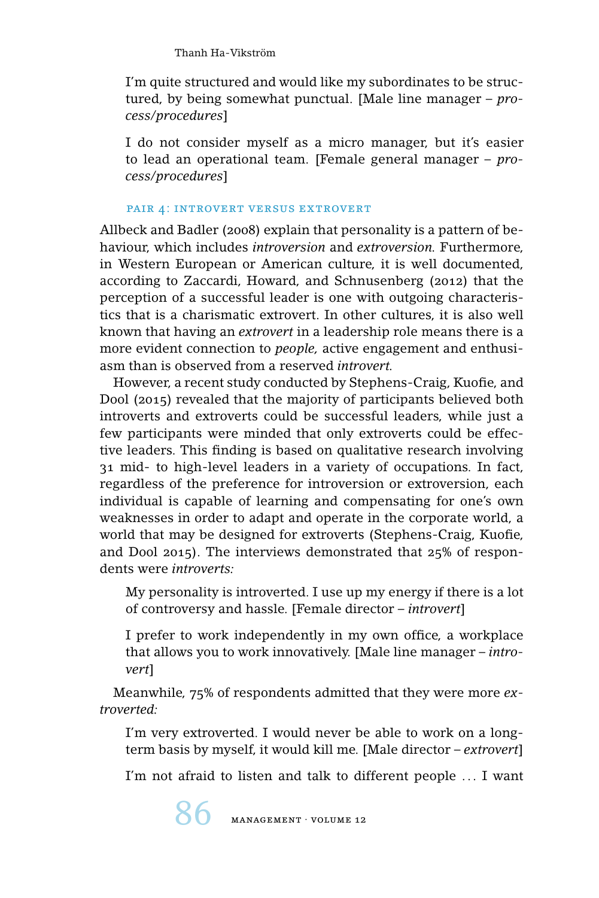> I'm quite structured and would like my subordinates to be structured, by being somewhat punctual. [Male line manager – *process/procedures*]

> I do not consider myself as a micro manager, but it's easier to lead an operational team. [Female general manager – *process/procedures*]

#### PAIR 4: INTROVERT VERSUS EXTROVERT

Allbeck and Badler (2008) explain that personality is a pattern of behaviour, which includes *introversion* and *extroversion.* Furthermore, in Western European or American culture, it is well documented, according to Zaccardi, Howard, and Schnusenberg (2012) that the perception of a successful leader is one with outgoing characteristics that is a charismatic extrovert. In other cultures, it is also well known that having an *extrovert* in a leadership role means there is a more evident connection to *people,* active engagement and enthusiasm than is observed from a reserved *introvert.*

However, a recent study conducted by Stephens-Craig, Kuofie, and Dool (2015) revealed that the majority of participants believed both introverts and extroverts could be successful leaders, while just a few participants were minded that only extroverts could be effective leaders. This finding is based on qualitative research involving 31 mid- to high-level leaders in a variety of occupations. In fact, regardless of the preference for introversion or extroversion, each individual is capable of learning and compensating for one's own weaknesses in order to adapt and operate in the corporate world, a world that may be designed for extroverts (Stephens-Craig, Kuofie, and Dool 2015). The interviews demonstrated that 25% of respondents were *introverts:*

> My personality is introverted. I use up my energy if there is a lot of controversy and hassle. [Female director – *introvert*]

> I prefer to work independently in my own office, a workplace that allows you to work innovatively. [Male line manager – *introvert*]

Meanwhile, 75% of respondents admitted that they were more *extroverted:*

> I'm very extroverted. I would never be able to work on a long-term basis by myself, it would kill me. [Male director – *extrovert*]

> I'm not afraid to listen and talk to different people ... I want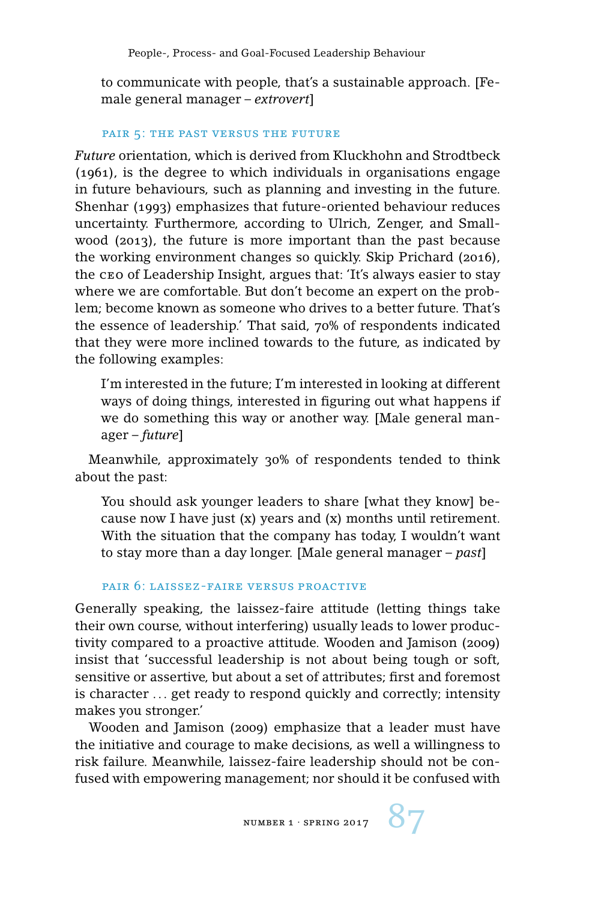to communicate with people, that's a sustainable approach. [Female general manager – *extrovert*]

### Pair 5: The Past versus the Future

*Future* orientation, which is derived from Kluckhohn and Strodtbeck (1961), is the degree to which individuals in organisations engage in future behaviours, such as planning and investing in the future. Shenhar (1993) emphasizes that future-oriented behaviour reduces uncertainty. Furthermore, according to Ulrich, Zenger, and Smallwood (2013), the future is more important than the past because the working environment changes so quickly. Skip Prichard (2016), the CEO of Leadership Insight, argues that: 'It's always easier to stay where we are comfortable. But don't become an expert on the problem; become known as someone who drives to a better future. That's the essence of leadership.' That said, 70% of respondents indicated that they were more inclined towards to the future, as indicated by the following examples:

> I'm interested in the future; I'm interested in looking at different ways of doing things, interested in figuring out what happens if we do something this way or another way. [Male general manager – *future*]

Meanwhile, approximately 30% of respondents tended to think about the past:

> You should ask younger leaders to share [what they know] because now I have just (x) years and (x) months until retirement. With the situation that the company has today, I wouldn't want to stay more than a day longer. [Male general manager – *past*]

### Pair 6: Laissez-Faire versus Proactive

Generally speaking, the laissez-faire attitude (letting things take their own course, without interfering) usually leads to lower productivity compared to a proactive attitude. Wooden and Jamison (2009) insist that 'successful leadership is not about being tough or soft, sensitive or assertive, but about a set of attributes; first and foremost is character ... get ready to respond quickly and correctly; intensity makes you stronger.'

Wooden and Jamison (2009) emphasize that a leader must have the initiative and courage to make decisions, as well a willingness to risk failure. Meanwhile, laissez-faire leadership should not be confused with empowering management; nor should it be confused with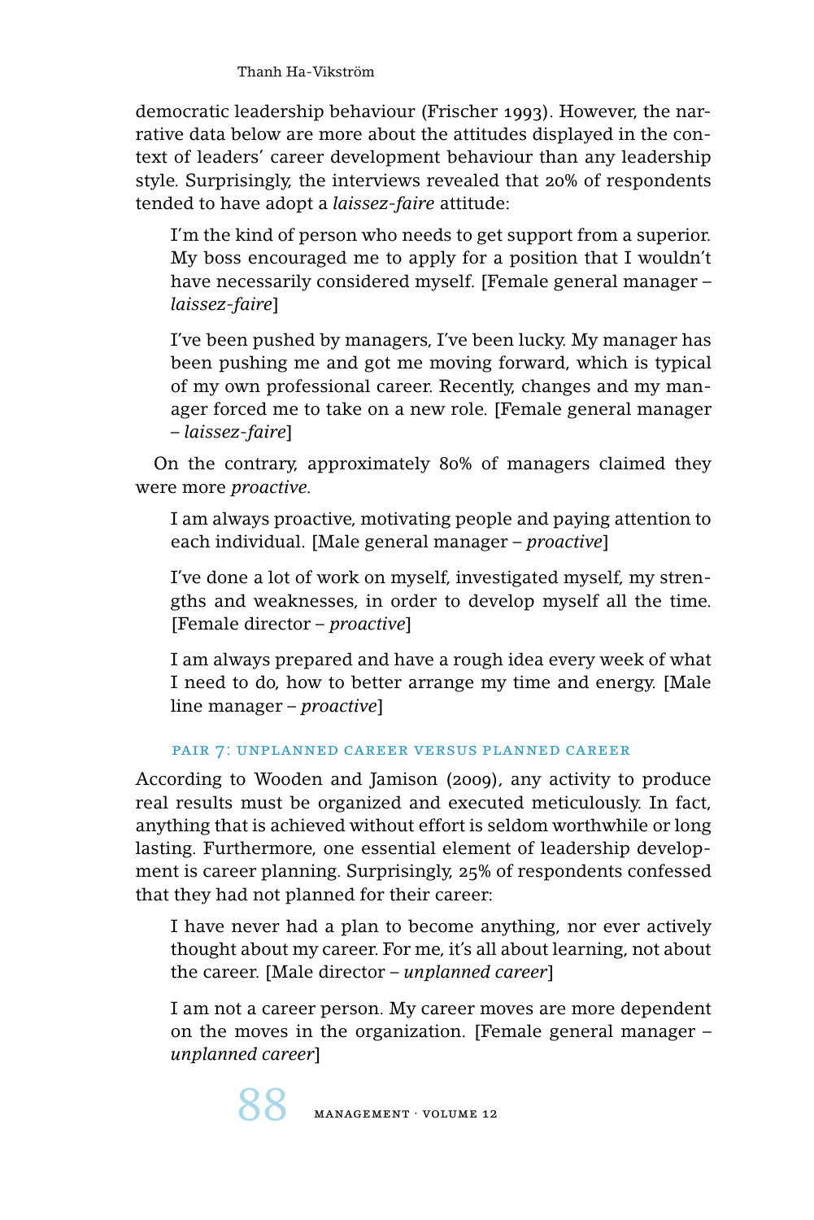democratic leadership behaviour (Frischer 1993). However, the narrative data below are more about the attitudes displayed in the context of leaders' career development behaviour than any leadership style. Surprisingly, the interviews revealed that 20% of respondents tended to have adopt a *laissez-faire* attitude:

> I'm the kind of person who needs to get support from a superior. My boss encouraged me to apply for a position that I wouldn't have necessarily considered myself. [Female general manager – *laissez-faire*]

> I've been pushed by managers, I've been lucky. My manager has been pushing me and got me moving forward, which is typical of my own professional career. Recently, changes and my manager forced me to take on a new role. [Female general manager – *laissez-faire*]

On the contrary, approximately 80% of managers claimed they were more *proactive*.

> I am always proactive, motivating people and paying attention to each individual. [Male general manager – *proactive*]

> I've done a lot of work on myself, investigated myself, my strengths and weaknesses, in order to develop myself all the time. [Female director – *proactive*]

> I am always prepared and have a rough idea every week of what I need to do, how to better arrange my time and energy. [Male line manager – *proactive*]

#### Pair 7: Unplanned Career versus Planned Career

According to Wooden and Jamison (2009), any activity to produce real results must be organized and executed meticulously. In fact, anything that is achieved without effort is seldom worthwhile or long lasting. Furthermore, one essential element of leadership development is career planning. Surprisingly, 25% of respondents confessed that they had not planned for their career:

> I have never had a plan to become anything, nor ever actively thought about my career. For me, it's all about learning, not about the career. [Male director – *unplanned career*]

> I am not a career person. My career moves are more dependent on the moves in the organization. [Female general manager – *unplanned career*]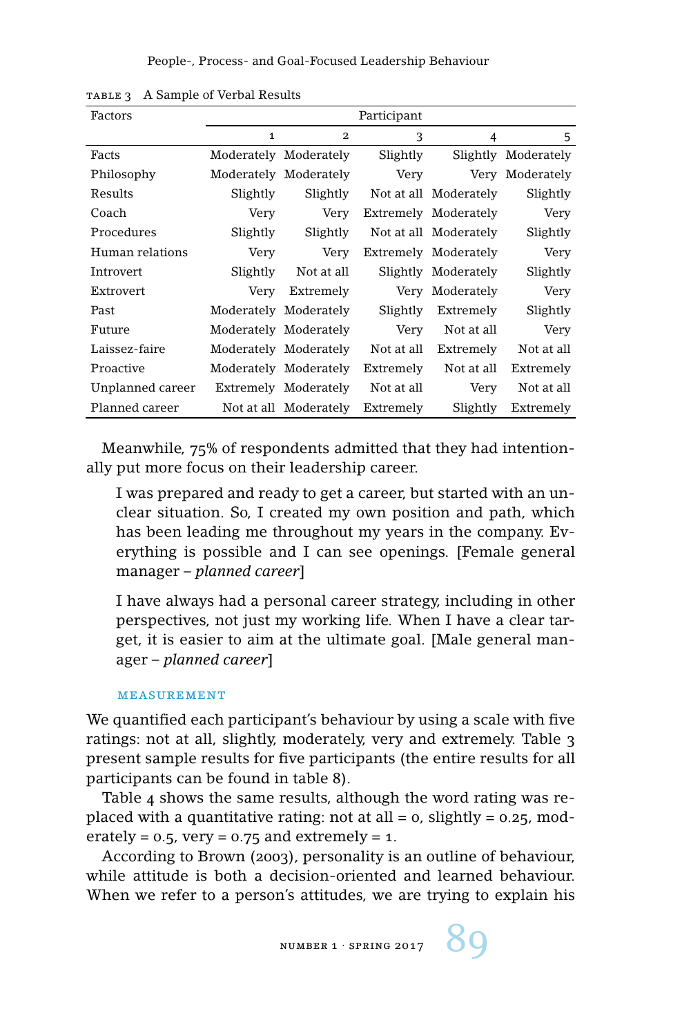TABLE 3 A Sample of Verbal Results

| Factors | Participant | | | | |
|---|---|---|---|---|---|
| | 1 | 2 | 3 | 4 | 5 |
| Facts | Moderately | Moderately | Slightly | Slightly | Moderately |
| Philosophy | Moderately | Moderately | Very | Very | Moderately |
| Results | Slightly | Slightly | Not at all | Moderately | Slightly |
| Coach | Very | Very | Extremely | Moderately | Very |
| Procedures | Slightly | Slightly | Not at all | Moderately | Slightly |
| Human relations | Very | Very | Extremely | Moderately | Very |
| Introvert | Slightly | Not at all | Slightly | Moderately | Slightly |
| Extrovert | Very | Extremely | Very | Moderately | Very |
| Past | Moderately | Moderately | Slightly | Extremely | Slightly |
| Future | Moderately | Moderately | Very | Not at all | Very |
| Laissez-faire | Moderately | Moderately | Not at all | Extremely | Not at all |
| Proactive | Moderately | Moderately | Extremely | Not at all | Extremely |
| Unplanned career | Extremely | Moderately | Not at all | Very | Not at all |
| Planned career | Not at all | Moderately | Extremely | Slightly | Extremely |

Meanwhile, 75% of respondents admitted that they had intentionally put more focus on their leadership career.

> I was prepared and ready to get a career, but started with an unclear situation. So, I created my own position and path, which has been leading me throughout my years in the company. Everything is possible and I can see openings. [Female general manager – *planned career*]

> I have always had a personal career strategy, including in other perspectives, not just my working life. When I have a clear target, it is easier to aim at the ultimate goal. [Male general manager – *planned career*]

### MEASUREMENT

We quantified each participant's behaviour by using a scale with five ratings: not at all, slightly, moderately, very and extremely. Table 3 present sample results for five participants (the entire results for all participants can be found in table 8).

Table 4 shows the same results, although the word rating was replaced with a quantitative rating: not at all = 0, slightly = 0.25, moderately = 0.5, very = 0.75 and extremely = 1.

According to Brown (2003), personality is an outline of behaviour, while attitude is both a decision-oriented and learned behaviour. When we refer to a person's attitudes, we are trying to explain his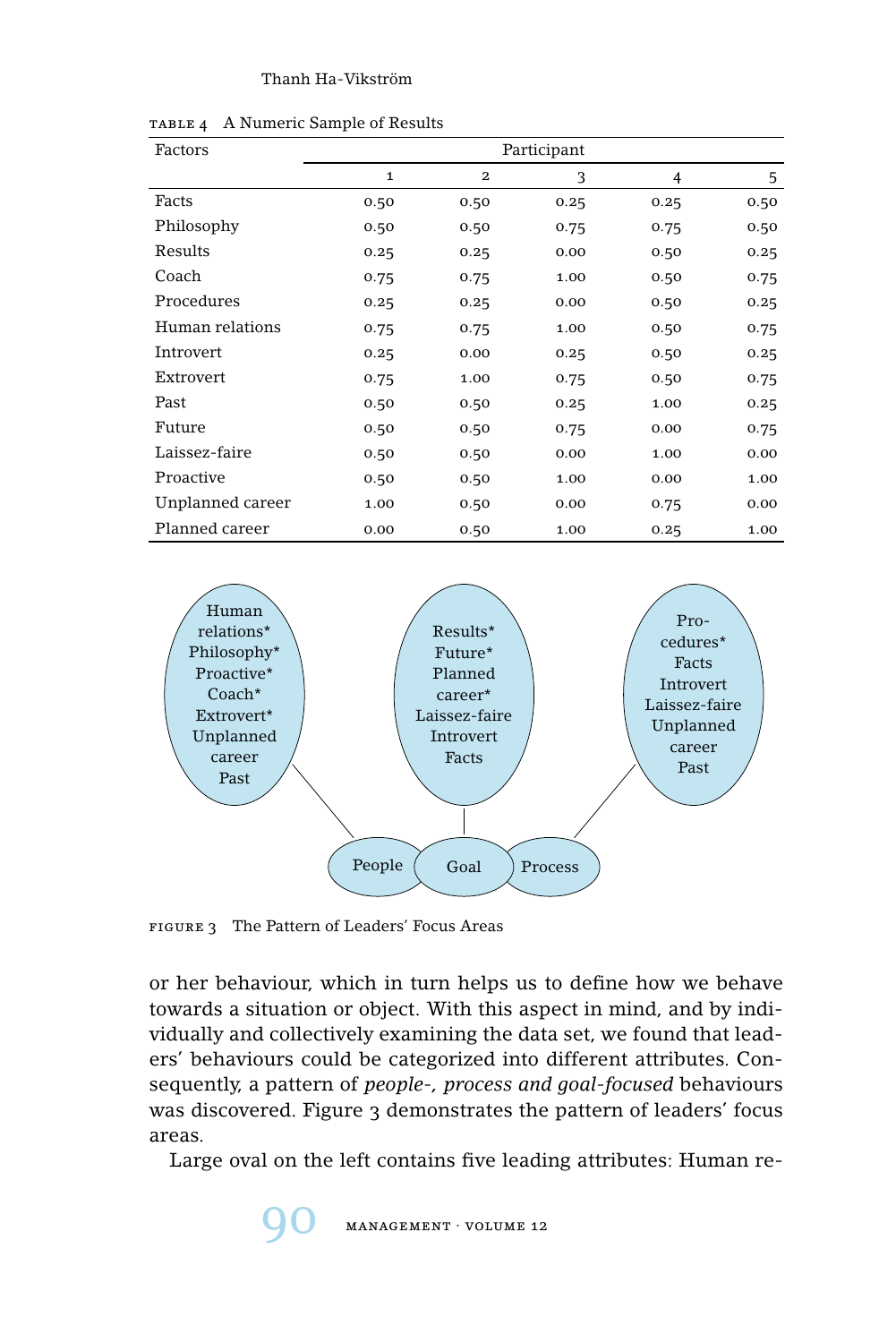TABLE 4 A Numeric Sample of Results

| Factors | Participant | | | | |
|---|---|---|---|---|---|
| | 1 | 2 | 3 | 4 | 5 |
| Facts | 0.50 | 0.50 | 0.25 | 0.25 | 0.50 |
| Philosophy | 0.50 | 0.50 | 0.75 | 0.75 | 0.50 |
| Results | 0.25 | 0.25 | 0.00 | 0.50 | 0.25 |
| Coach | 0.75 | 0.75 | 1.00 | 0.50 | 0.75 |
| Procedures | 0.25 | 0.25 | 0.00 | 0.50 | 0.25 |
| Human relations | 0.75 | 0.75 | 1.00 | 0.50 | 0.75 |
| Introvert | 0.25 | 0.00 | 0.25 | 0.50 | 0.25 |
| Extrovert | 0.75 | 1.00 | 0.75 | 0.50 | 0.75 |
| Past | 0.50 | 0.50 | 0.25 | 1.00 | 0.25 |
| Future | 0.50 | 0.50 | 0.75 | 0.00 | 0.75 |
| Laissez-faire | 0.50 | 0.50 | 0.00 | 1.00 | 0.00 |
| Proactive | 0.50 | 0.50 | 1.00 | 0.00 | 1.00 |
| Unplanned career | 1.00 | 0.50 | 0.00 | 0.75 | 0.00 |
| Planned career | 0.00 | 0.50 | 1.00 | 0.25 | 1.00 |

FIGURE 3 The Pattern of Leaders' Focus Areas

or her behaviour, which in turn helps us to define how we behave towards a situation or object. With this aspect in mind, and by individually and collectively examining the data set, we found that leaders' behaviours could be categorized into different attributes. Consequently, a pattern of *people-, process and goal-focused* behaviours was discovered. Figure 3 demonstrates the pattern of leaders' focus areas.

Large oval on the left contains five leading attributes: Human re-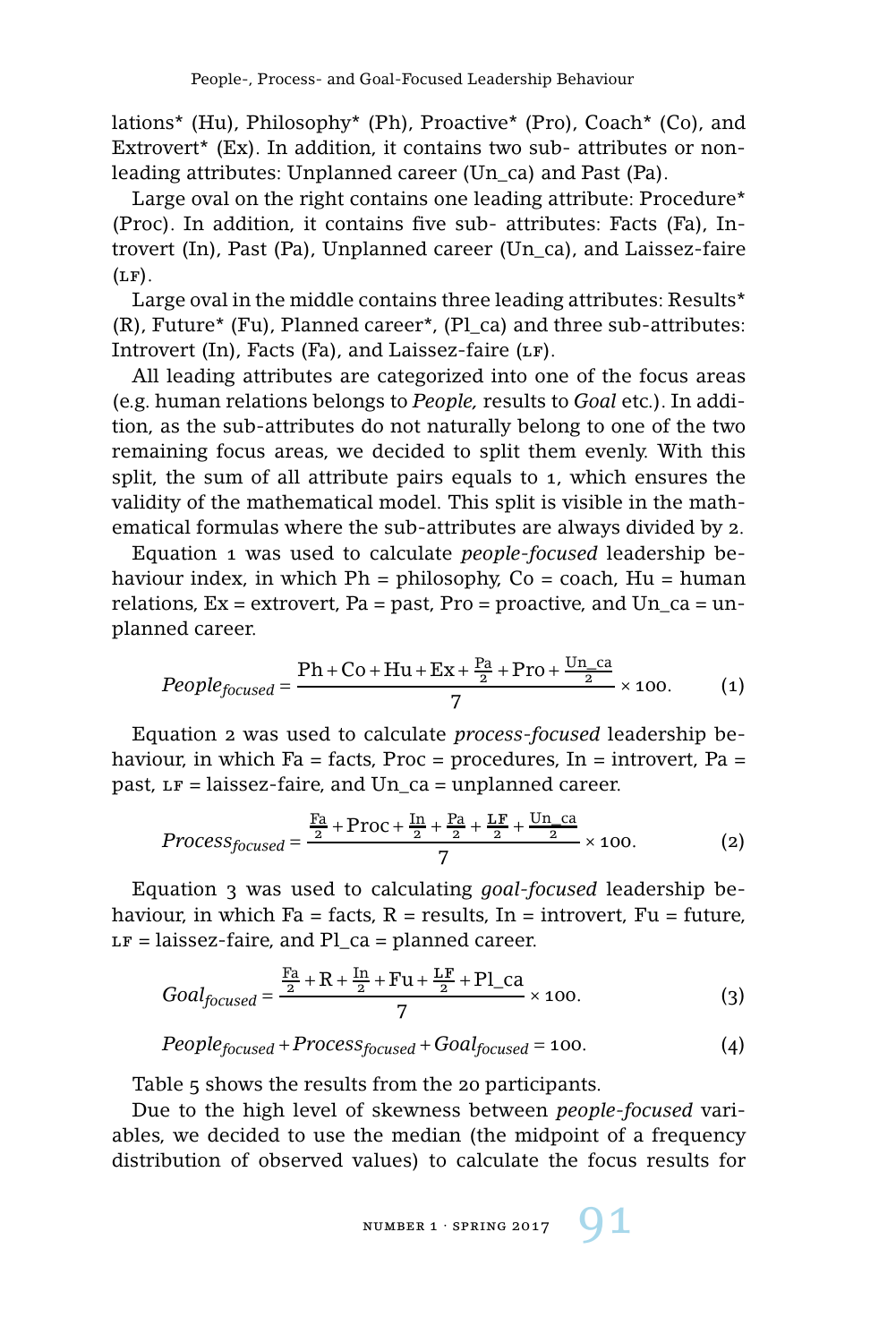lations* (Hu), Philosophy* (Ph), Proactive* (Pro), Coach* (Co), and Extrovert* (Ex). In addition, it contains two sub- attributes or non-leading attributes: Unplanned career (Un_ca) and Past (Pa).

Large oval on the right contains one leading attribute: Procedure* (Proc). In addition, it contains five sub- attributes: Facts (Fa), Introvert (In), Past (Pa), Unplanned career (Un_ca), and Laissez-faire (LF).

Large oval in the middle contains three leading attributes: Results* (R), Future* (Fu), Planned career*, (Pl_ca) and three sub-attributes: Introvert (In), Facts (Fa), and Laissez-faire (LF).

All leading attributes are categorized into one of the focus areas (e.g. human relations belongs to *People,* results to *Goal* etc.). In addition, as the sub-attributes do not naturally belong to one of the two remaining focus areas, we decided to split them evenly. With this split, the sum of all attribute pairs equals to 1, which ensures the validity of the mathematical model. This split is visible in the mathematical formulas where the sub-attributes are always divided by 2.

Equation 1 was used to calculate *people-focused* leadership behaviour index, in which Ph = philosophy, Co = coach, Hu = human relations, Ex = extrovert, Pa = past, Pro = proactive, and Un_ca = unplanned career.

$$People_{focused} = \frac{\mathrm{Ph} + \mathrm{Co} + \mathrm{Hu} + \mathrm{Ex} + \frac{\mathrm{Pa}}{2} + \mathrm{Pro} + \frac{\mathrm{Un\_ca}}{2}}{7} \times 100. \tag{1}$$

Equation 2 was used to calculate *process-focused* leadership behaviour, in which Fa = facts, Proc = procedures, In = introvert, Pa = past, LF = laissez-faire, and Un_ca = unplanned career.

$$Process_{focused} = \frac{\frac{\mathrm{Fa}}{2} + \mathrm{Proc} + \frac{\mathrm{In}}{2} + \frac{\mathrm{Pa}}{2} + \frac{\mathrm{LF}}{2} + \frac{\mathrm{Un\_ca}}{2}}{7} \times 100. \tag{2}$$

Equation 3 was used to calculating *goal-focused* leadership behaviour, in which Fa = facts, R = results, In = introvert, Fu = future, LF = laissez-faire, and Pl_ca = planned career.

$$Goal_{focused} = \frac{\frac{\mathrm{Fa}}{2} + \mathrm{R} + \frac{\mathrm{In}}{2} + \mathrm{Fu} + \frac{\mathrm{LF}}{2} + \mathrm{Pl\_ca}}{7} \times 100. \tag{3}$$

$$People_{focused} + Process_{focused} + Goal_{focused} = 100. \tag{4}$$

Table 5 shows the results from the 20 participants.

Due to the high level of skewness between *people-focused* variables, we decided to use the median (the midpoint of a frequency distribution of observed values) to calculate the focus results for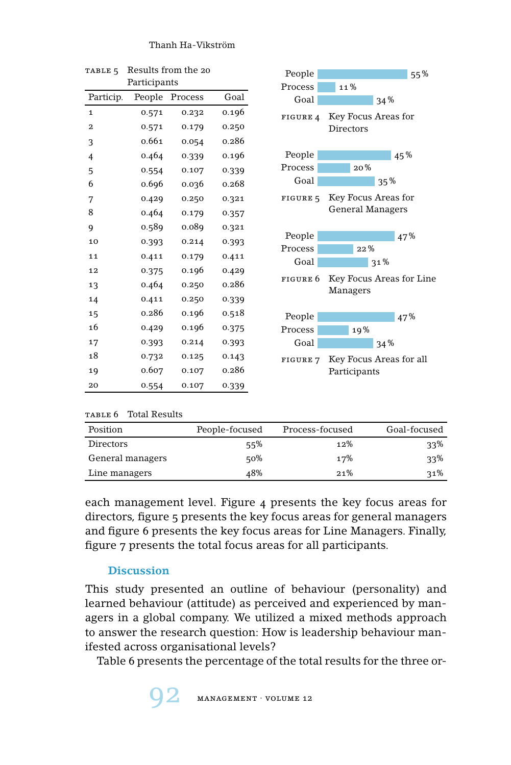TABLE 5 Results from the 20 Participants

| Particip. | People | Process | Goal |
|---|---|---|---|
| 1 | 0.571 | 0.232 | 0.196 |
| 2 | 0.571 | 0.179 | 0.250 |
| 3 | 0.661 | 0.054 | 0.286 |
| 4 | 0.464 | 0.339 | 0.196 |
| 5 | 0.554 | 0.107 | 0.339 |
| 6 | 0.696 | 0.036 | 0.268 |
| 7 | 0.429 | 0.250 | 0.321 |
| 8 | 0.464 | 0.179 | 0.357 |
| 9 | 0.589 | 0.089 | 0.321 |
| 10 | 0.393 | 0.214 | 0.393 |
| 11 | 0.411 | 0.179 | 0.411 |
| 12 | 0.375 | 0.196 | 0.429 |
| 13 | 0.464 | 0.250 | 0.286 |
| 14 | 0.411 | 0.250 | 0.339 |
| 15 | 0.286 | 0.196 | 0.518 |
| 16 | 0.429 | 0.196 | 0.375 |
| 17 | 0.393 | 0.214 | 0.393 |
| 18 | 0.732 | 0.125 | 0.143 |
| 19 | 0.607 | 0.107 | 0.286 |
| 20 | 0.554 | 0.107 | 0.339 |

| | |
|---|---|
| People | 55% |
| Process | 11% |
| Goal | 34% |

FIGURE 4 Key Focus Areas for Directors

| | |
|---|---|
| People | 45% |
| Process | 20% |
| Goal | 35% |

FIGURE 5 Key Focus Areas for General Managers

| | |
|---|---|
| People | 47% |
| Process | 22% |
| Goal | 31% |

FIGURE 6 Key Focus Areas for Line Managers

| | |
|---|---|
| People | 47% |
| Process | 19% |
| Goal | 34% |

FIGURE 7 Key Focus Areas for all Participants

TABLE 6 Total Results

| Position | People-focused | Process-focused | Goal-focused |
|---|---|---|---|
| Directors | 55% | 12% | 33% |
| General managers | 50% | 17% | 33% |
| Line managers | 48% | 21% | 31% |

each management level. Figure 4 presents the key focus areas for directors, figure 5 presents the key focus areas for general managers and figure 6 presents the key focus areas for Line Managers. Finally, figure 7 presents the total focus areas for all participants.

## Discussion

This study presented an outline of behaviour (personality) and learned behaviour (attitude) as perceived and experienced by managers in a global company. We utilized a mixed methods approach to answer the research question: How is leadership behaviour manifested across organisational levels?

Table 6 presents the percentage of the total results for the three or-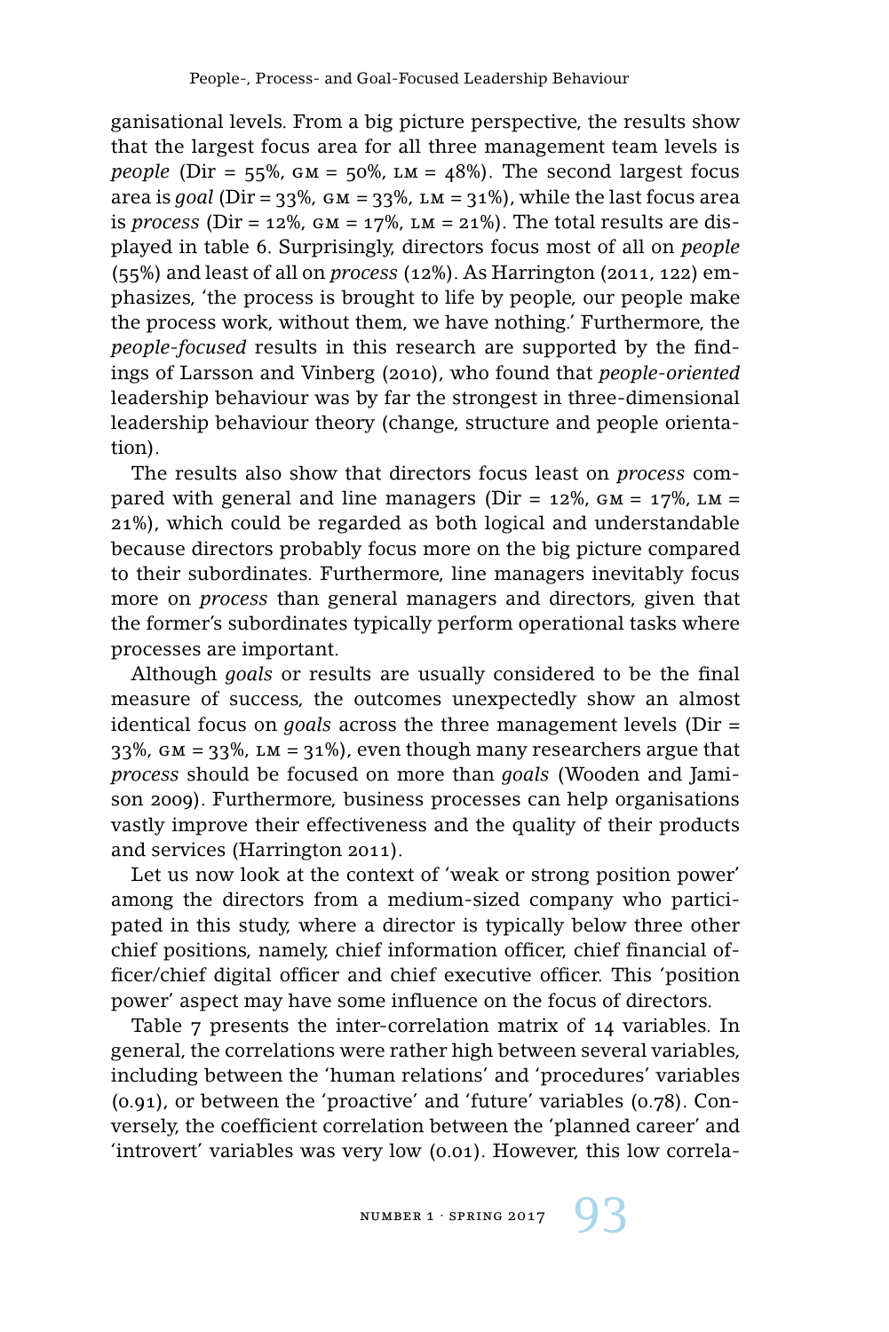ganisational levels. From a big picture perspective, the results show that the largest focus area for all three management team levels is *people* (Dir = 55%, GM = 50%, LM = 48%). The second largest focus area is *goal* (Dir = 33%, GM = 33%, LM = 31%), while the last focus area is *process* (Dir = 12%, GM = 17%, LM = 21%). The total results are displayed in table 6. Surprisingly, directors focus most of all on *people* (55%) and least of all on *process* (12%). As Harrington (2011, 122) emphasizes, 'the process is brought to life by people, our people make the process work, without them, we have nothing.' Furthermore, the *people-focused* results in this research are supported by the findings of Larsson and Vinberg (2010), who found that *people-oriented* leadership behaviour was by far the strongest in three-dimensional leadership behaviour theory (change, structure and people orientation).

The results also show that directors focus least on *process* compared with general and line managers (Dir = 12%, GM = 17%, LM = 21%), which could be regarded as both logical and understandable because directors probably focus more on the big picture compared to their subordinates. Furthermore, line managers inevitably focus more on *process* than general managers and directors, given that the former's subordinates typically perform operational tasks where processes are important.

Although *goals* or results are usually considered to be the final measure of success, the outcomes unexpectedly show an almost identical focus on *goals* across the three management levels (Dir = 33%, GM = 33%, LM = 31%), even though many researchers argue that *process* should be focused on more than *goals* (Wooden and Jamison 2009). Furthermore, business processes can help organisations vastly improve their effectiveness and the quality of their products and services (Harrington 2011).

Let us now look at the context of 'weak or strong position power' among the directors from a medium-sized company who participated in this study, where a director is typically below three other chief positions, namely, chief information officer, chief financial officer/chief digital officer and chief executive officer. This 'position power' aspect may have some influence on the focus of directors.

Table 7 presents the inter-correlation matrix of 14 variables. In general, the correlations were rather high between several variables, including between the 'human relations' and 'procedures' variables (0.91), or between the 'proactive' and 'future' variables (0.78). Conversely, the coefficient correlation between the 'planned career' and 'introvert' variables was very low (0.01). However, this low correla-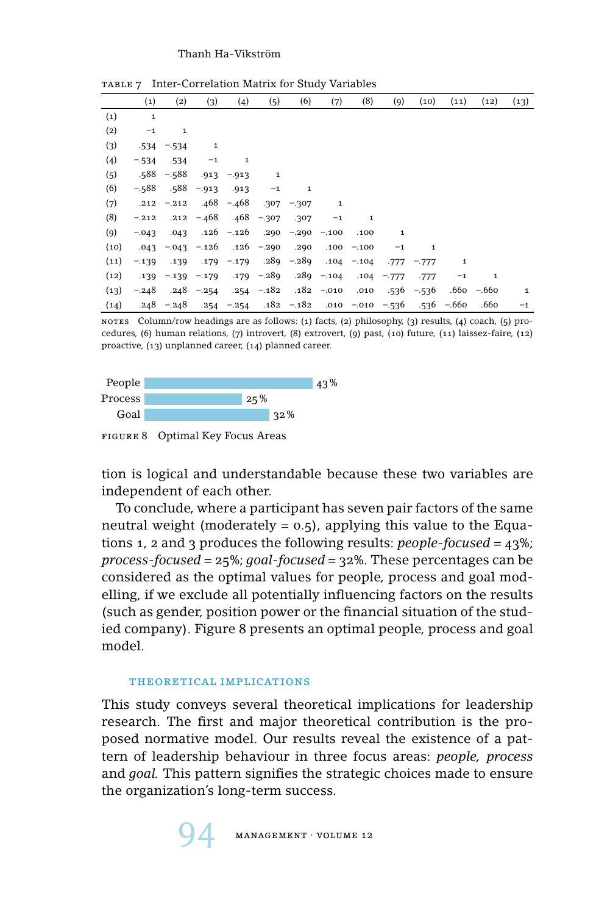TABLE 7 Inter-Correlation Matrix for Study Variables

| | (1) | (2) | (3) | (4) | (5) | (6) | (7) | (8) | (9) | (10) | (11) | (12) | (13) |
|---|---|---|---|---|---|---|---|---|---|---|---|---|---|
| (1) | 1 | | | | | | | | | | | | |
| (2) | −1 | 1 | | | | | | | | | | | |
| (3) | .534 | −.534 | 1 | | | | | | | | | | |
| (4) | −.534 | .534 | −1 | 1 | | | | | | | | | |
| (5) | .588 | −.588 | .913 | −.913 | 1 | | | | | | | | |
| (6) | −.588 | .588 | −.913 | .913 | −1 | 1 | | | | | | | |
| (7) | .212 | −.212 | .468 | −.468 | .307 | −.307 | 1 | | | | | | |
| (8) | −.212 | .212 | −.468 | .468 | −.307 | .307 | −1 | 1 | | | | | |
| (9) | −.043 | .043 | .126 | −.126 | .290 | −.290 | −.100 | .100 | 1 | | | | |
| (10) | .043 | −.043 | −.126 | .126 | −.290 | .290 | .100 | −.100 | −1 | 1 | | | |
| (11) | −.139 | .139 | .179 | −.179 | .289 | −.289 | .104 | −.104 | .777 | −.777 | 1 | | |
| (12) | .139 | −.139 | −.179 | .179 | −.289 | .289 | −.104 | .104 | −.777 | .777 | −1 | 1 | |
| (13) | −.248 | .248 | −.254 | .254 | −.182 | .182 | −.010 | .010 | .536 | −.536 | .660 | −.660 | 1 |
| (14) | .248 | −.248 | .254 | −.254 | .182 | −.182 | .010 | −.010 | −.536 | .536 | −.660 | .660 | −1 |

NOTES Column/row headings are as follows: (1) facts, (2) philosophy, (3) results, (4) coach, (5) procedures, (6) human relations, (7) introvert, (8) extrovert, (9) past, (10) future, (11) laissez-faire, (12) proactive, (13) unplanned career, (14) planned career.

| | |
|---|---|
| People | 43% |
| Process | 25% |
| Goal | 32% |

FIGURE 8 Optimal Key Focus Areas

tion is logical and understandable because these two variables are independent of each other.

To conclude, where a participant has seven pair factors of the same neutral weight (moderately = 0.5), applying this value to the Equations 1, 2 and 3 produces the following results: *people-focused* = 43%; *process-focused* = 25%; *goal-focused* = 32%. These percentages can be considered as the optimal values for people, process and goal modelling, if we exclude all potentially influencing factors on the results (such as gender, position power or the financial situation of the studied company). Figure 8 presents an optimal people, process and goal model.

### THEORETICAL IMPLICATIONS

This study conveys several theoretical implications for leadership research. The first and major theoretical contribution is the proposed normative model. Our results reveal the existence of a pattern of leadership behaviour in three focus areas: *people, process* and *goal.* This pattern signifies the strategic choices made to ensure the organization's long-term success.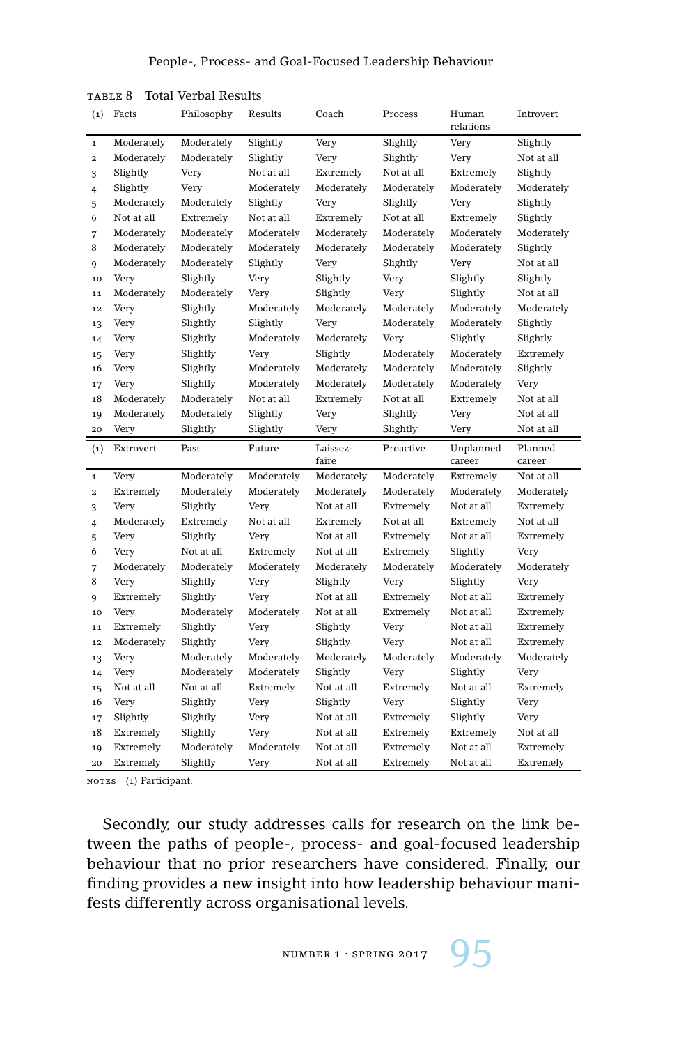TABLE 8 Total Verbal Results

| (1) | Facts | Philosophy | Results | Coach | Process | Human relations | Introvert |
|---|---|---|---|---|---|---|---|
| 1 | Moderately | Moderately | Slightly | Very | Slightly | Very | Slightly |
| 2 | Moderately | Moderately | Slightly | Very | Slightly | Very | Not at all |
| 3 | Slightly | Very | Not at all | Extremely | Not at all | Extremely | Slightly |
| 4 | Slightly | Very | Moderately | Moderately | Moderately | Moderately | Moderately |
| 5 | Moderately | Moderately | Slightly | Very | Slightly | Very | Slightly |
| 6 | Not at all | Extremely | Not at all | Extremely | Not at all | Extremely | Slightly |
| 7 | Moderately | Moderately | Moderately | Moderately | Moderately | Moderately | Moderately |
| 8 | Moderately | Moderately | Moderately | Moderately | Moderately | Moderately | Slightly |
| 9 | Moderately | Moderately | Slightly | Very | Slightly | Very | Not at all |
| 10 | Very | Slightly | Very | Slightly | Very | Slightly | Slightly |
| 11 | Moderately | Moderately | Very | Slightly | Very | Slightly | Not at all |
| 12 | Very | Slightly | Moderately | Moderately | Moderately | Moderately | Moderately |
| 13 | Very | Slightly | Slightly | Very | Moderately | Moderately | Slightly |
| 14 | Very | Slightly | Moderately | Moderately | Very | Slightly | Slightly |
| 15 | Very | Slightly | Very | Slightly | Moderately | Moderately | Extremely |
| 16 | Very | Slightly | Moderately | Moderately | Moderately | Moderately | Slightly |
| 17 | Very | Slightly | Moderately | Moderately | Moderately | Moderately | Very |
| 18 | Moderately | Moderately | Not at all | Extremely | Not at all | Extremely | Not at all |
| 19 | Moderately | Moderately | Slightly | Very | Slightly | Very | Not at all |
| 20 | Very | Slightly | Slightly | Very | Slightly | Very | Not at all |
| (1) | Extrovert | Past | Future | Laissez-faire | Proactive | Unplanned career | Planned career |
| 1 | Very | Moderately | Moderately | Moderately | Moderately | Extremely | Not at all |
| 2 | Extremely | Moderately | Moderately | Moderately | Moderately | Moderately | Moderately |
| 3 | Very | Slightly | Very | Not at all | Extremely | Not at all | Extremely |
| 4 | Moderately | Extremely | Not at all | Extremely | Not at all | Extremely | Not at all |
| 5 | Very | Slightly | Very | Not at all | Extremely | Not at all | Extremely |
| 6 | Very | Not at all | Extremely | Not at all | Extremely | Slightly | Very |
| 7 | Moderately | Moderately | Moderately | Moderately | Moderately | Moderately | Moderately |
| 8 | Very | Slightly | Very | Slightly | Very | Slightly | Very |
| 9 | Extremely | Slightly | Very | Not at all | Extremely | Not at all | Extremely |
| 10 | Very | Moderately | Moderately | Not at all | Extremely | Not at all | Extremely |
| 11 | Extremely | Slightly | Very | Slightly | Very | Not at all | Extremely |
| 12 | Moderately | Slightly | Very | Slightly | Very | Not at all | Extremely |
| 13 | Very | Moderately | Moderately | Moderately | Moderately | Moderately | Moderately |
| 14 | Very | Moderately | Moderately | Slightly | Very | Slightly | Very |
| 15 | Not at all | Not at all | Extremely | Not at all | Extremely | Not at all | Extremely |
| 16 | Very | Slightly | Very | Slightly | Very | Slightly | Very |
| 17 | Slightly | Slightly | Very | Not at all | Extremely | Slightly | Very |
| 18 | Extremely | Slightly | Very | Not at all | Extremely | Extremely | Not at all |
| 19 | Extremely | Moderately | Moderately | Not at all | Extremely | Not at all | Extremely |
| 20 | Extremely | Slightly | Very | Not at all | Extremely | Not at all | Extremely |

NOTES (1) Participant.

Secondly, our study addresses calls for research on the link between the paths of people-, process- and goal-focused leadership behaviour that no prior researchers have considered. Finally, our finding provides a new insight into how leadership behaviour manifests differently across organisational levels.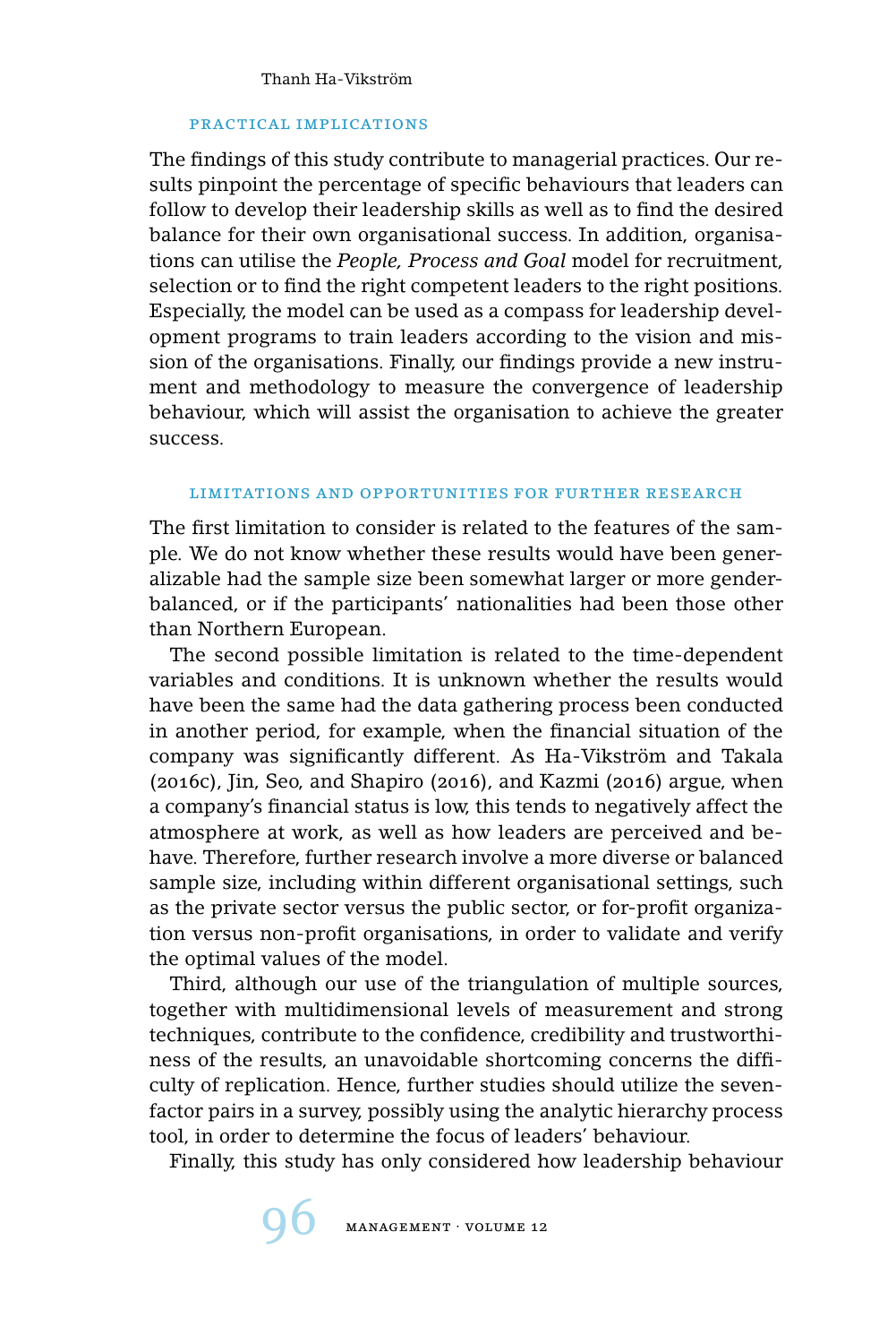### PRACTICAL IMPLICATIONS

The findings of this study contribute to managerial practices. Our results pinpoint the percentage of specific behaviours that leaders can follow to develop their leadership skills as well as to find the desired balance for their own organisational success. In addition, organisations can utilise the *People, Process and Goal* model for recruitment, selection or to find the right competent leaders to the right positions. Especially, the model can be used as a compass for leadership development programs to train leaders according to the vision and mission of the organisations. Finally, our findings provide a new instrument and methodology to measure the convergence of leadership behaviour, which will assist the organisation to achieve the greater success.

#### LIMITATIONS AND OPPORTUNITIES FOR FURTHER RESEARCH

The first limitation to consider is related to the features of the sample. We do not know whether these results would have been generalizable had the sample size been somewhat larger or more gender-balanced, or if the participants' nationalities had been those other than Northern European.

The second possible limitation is related to the time-dependent variables and conditions. It is unknown whether the results would have been the same had the data gathering process been conducted in another period, for example, when the financial situation of the company was significantly different. As Ha-Vikström and Takala (2016c), Jin, Seo, and Shapiro (2016), and Kazmi (2016) argue, when a company's financial status is low, this tends to negatively affect the atmosphere at work, as well as how leaders are perceived and behave. Therefore, further research involve a more diverse or balanced sample size, including within different organisational settings, such as the private sector versus the public sector, or for-profit organization versus non-profit organisations, in order to validate and verify the optimal values of the model.

Third, although our use of the triangulation of multiple sources, together with multidimensional levels of measurement and strong techniques, contribute to the confidence, credibility and trustworthiness of the results, an unavoidable shortcoming concerns the difficulty of replication. Hence, further studies should utilize the seven-factor pairs in a survey, possibly using the analytic hierarchy process tool, in order to determine the focus of leaders' behaviour.

Finally, this study has only considered how leadership behaviour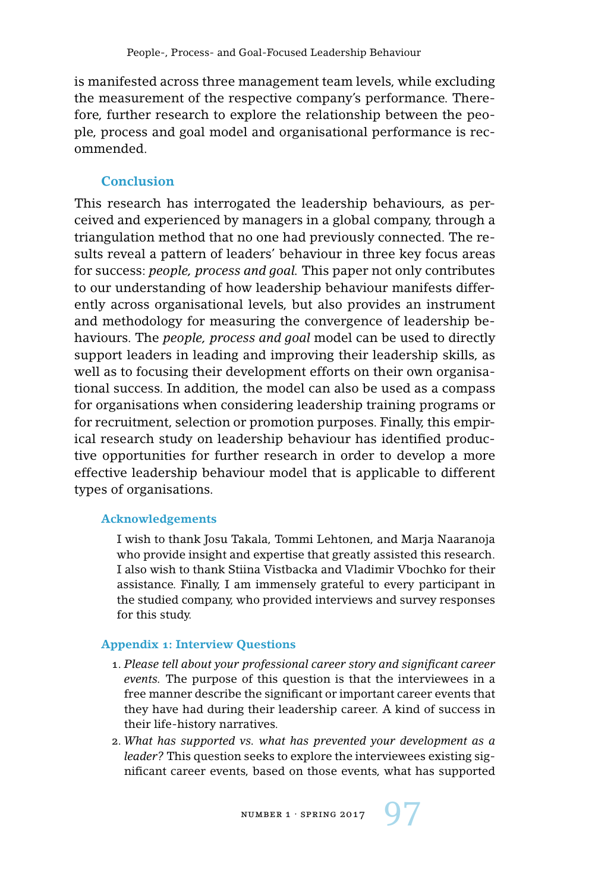is manifested across three management team levels, while excluding the measurement of the respective company's performance. Therefore, further research to explore the relationship between the people, process and goal model and organisational performance is recommended.

## Conclusion

This research has interrogated the leadership behaviours, as perceived and experienced by managers in a global company, through a triangulation method that no one had previously connected. The results reveal a pattern of leaders' behaviour in three key focus areas for success: *people, process and goal.* This paper not only contributes to our understanding of how leadership behaviour manifests differently across organisational levels, but also provides an instrument and methodology for measuring the convergence of leadership behaviours. The *people, process and goal* model can be used to directly support leaders in leading and improving their leadership skills, as well as to focusing their development efforts on their own organisational success. In addition, the model can also be used as a compass for organisations when considering leadership training programs or for recruitment, selection or promotion purposes. Finally, this empirical research study on leadership behaviour has identified productive opportunities for further research in order to develop a more effective leadership behaviour model that is applicable to different types of organisations.

### Acknowledgements

I wish to thank Josu Takala, Tommi Lehtonen, and Marja Naaranoja who provide insight and expertise that greatly assisted this research. I also wish to thank Stiina Vistbacka and Vladimir Vbochko for their assistance. Finally, I am immensely grateful to every participant in the studied company, who provided interviews and survey responses for this study.

### Appendix 1: Interview Questions

1. *Please tell about your professional career story and significant career events.* The purpose of this question is that the interviewees in a free manner describe the significant or important career events that they have had during their leadership career. A kind of success in their life-history narratives.
2. *What has supported vs. what has prevented your development as a leader?* This question seeks to explore the interviewees existing significant career events, based on those events, what has supported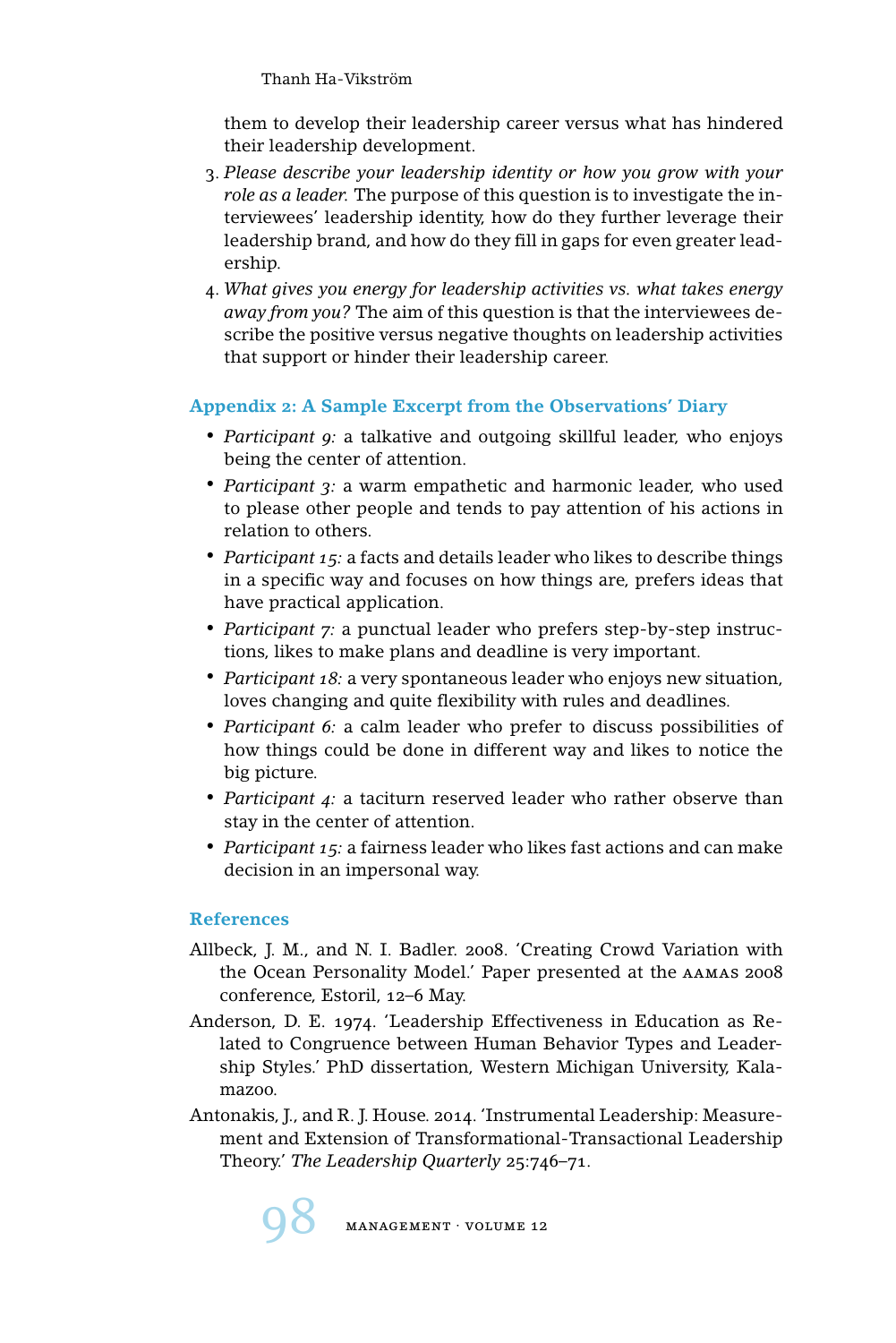them to develop their leadership career versus what has hindered their leadership development.

3. *Please describe your leadership identity or how you grow with your role as a leader.* The purpose of this question is to investigate the interviewees' leadership identity, how do they further leverage their leadership brand, and how do they fill in gaps for even greater leadership.
4. *What gives you energy for leadership activities vs. what takes energy away from you?* The aim of this question is that the interviewees describe the positive versus negative thoughts on leadership activities that support or hinder their leadership career.

## Appendix 2: A Sample Excerpt from the Observations' Diary

- *Participant 9:* a talkative and outgoing skillful leader, who enjoys being the center of attention.
- *Participant 3:* a warm empathetic and harmonic leader, who used to please other people and tends to pay attention of his actions in relation to others.
- *Participant 15:* a facts and details leader who likes to describe things in a specific way and focuses on how things are, prefers ideas that have practical application.
- *Participant 7:* a punctual leader who prefers step-by-step instructions, likes to make plans and deadline is very important.
- *Participant 18:* a very spontaneous leader who enjoys new situation, loves changing and quite flexibility with rules and deadlines.
- *Participant 6:* a calm leader who prefer to discuss possibilities of how things could be done in different way and likes to notice the big picture.
- *Participant 4:* a taciturn reserved leader who rather observe than stay in the center of attention.
- *Participant 15:* a fairness leader who likes fast actions and can make decision in an impersonal way.

## References

Allbeck, J. M., and N. I. Badler. 2008. 'Creating Crowd Variation with the Ocean Personality Model.' Paper presented at the AAMAS 2008 conference, Estoril, 12–6 May.

Anderson, D. E. 1974. 'Leadership Effectiveness in Education as Related to Congruence between Human Behavior Types and Leadership Styles.' PhD dissertation, Western Michigan University, Kalamazoo.

Antonakis, J., and R. J. House. 2014. 'Instrumental Leadership: Measurement and Extension of Transformational-Transactional Leadership Theory.' *The Leadership Quarterly* 25:746–71.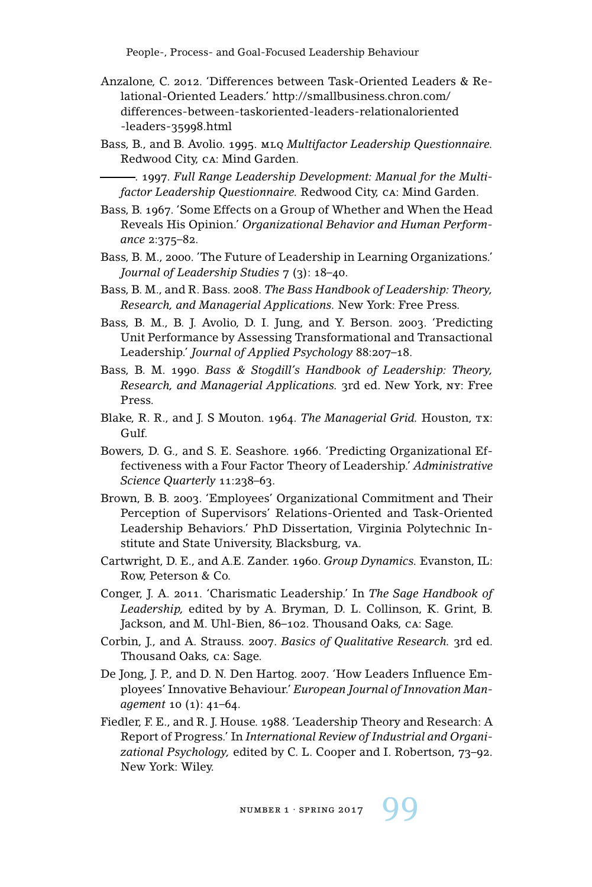Anzalone, C. 2012. 'Differences between Task-Oriented Leaders & Relational-Oriented Leaders.' http://smallbusiness.chron.com/differences-between-taskoriented-leaders-relationaloriented-leaders-35998.html

Bass, B., and B. Avolio. 1995. MLQ *Multifactor Leadership Questionnaire.* Redwood City, CA: Mind Garden.

———. 1997. *Full Range Leadership Development: Manual for the Multifactor Leadership Questionnaire.* Redwood City, CA: Mind Garden.

Bass, B. 1967. 'Some Effects on a Group of Whether and When the Head Reveals His Opinion.' *Organizational Behavior and Human Performance* 2:375–82.

Bass, B. M., 2000. 'The Future of Leadership in Learning Organizations.' *Journal of Leadership Studies* 7 (3): 18–40.

Bass, B. M., and R. Bass. 2008. *The Bass Handbook of Leadership: Theory, Research, and Managerial Applications.* New York: Free Press.

Bass, B. M., B. J. Avolio, D. I. Jung, and Y. Berson. 2003. 'Predicting Unit Performance by Assessing Transformational and Transactional Leadership.' *Journal of Applied Psychology* 88:207–18.

Bass, B. M. 1990. *Bass & Stogdill's Handbook of Leadership: Theory, Research, and Managerial Applications.* 3rd ed. New York, NY: Free Press.

Blake, R. R., and J. S Mouton. 1964. *The Managerial Grid.* Houston, TX: Gulf.

Bowers, D. G., and S. E. Seashore. 1966. 'Predicting Organizational Effectiveness with a Four Factor Theory of Leadership.' *Administrative Science Quarterly* 11:238–63.

Brown, B. B. 2003. 'Employees' Organizational Commitment and Their Perception of Supervisors' Relations-Oriented and Task-Oriented Leadership Behaviors.' PhD Dissertation, Virginia Polytechnic Institute and State University, Blacksburg, VA.

Cartwright, D. E., and A.E. Zander. 1960. *Group Dynamics.* Evanston, IL: Row, Peterson & Co.

Conger, J. A. 2011. 'Charismatic Leadership.' In *The Sage Handbook of Leadership,* edited by by A. Bryman, D. L. Collinson, K. Grint, B. Jackson, and M. Uhl-Bien, 86–102. Thousand Oaks, CA: Sage.

Corbin, J., and A. Strauss. 2007. *Basics of Qualitative Research.* 3rd ed. Thousand Oaks, CA: Sage.

De Jong, J. P., and D. N. Den Hartog. 2007. 'How Leaders Influence Employees' Innovative Behaviour.' *European Journal of Innovation Management* 10 (1): 41–64.

Fiedler, F. E., and R. J. House. 1988. 'Leadership Theory and Research: A Report of Progress.' In *International Review of Industrial and Organizational Psychology,* edited by C. L. Cooper and I. Robertson, 73–92. New York: Wiley.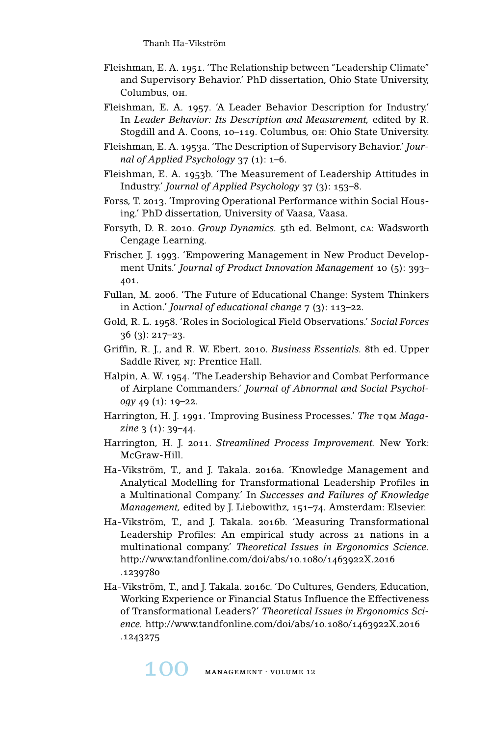Fleishman, E. A. 1951. 'The Relationship between "Leadership Climate" and Supervisory Behavior.' PhD dissertation, Ohio State University, Columbus, OH.

Fleishman, E. A. 1957. 'A Leader Behavior Description for Industry.' In *Leader Behavior: Its Description and Measurement,* edited by R. Stogdill and A. Coons, 10–119. Columbus, OH: Ohio State University.

Fleishman, E. A. 1953a. 'The Description of Supervisory Behavior.' *Journal of Applied Psychology* 37 (1): 1–6.

Fleishman, E. A. 1953b. 'The Measurement of Leadership Attitudes in Industry.' *Journal of Applied Psychology* 37 (3): 153–8.

Forss, T. 2013. 'Improving Operational Performance within Social Housing.' PhD dissertation, University of Vaasa, Vaasa.

Forsyth, D. R. 2010. *Group Dynamics.* 5th ed. Belmont, CA: Wadsworth Cengage Learning.

Frischer, J. 1993. 'Empowering Management in New Product Development Units.' *Journal of Product Innovation Management* 10 (5): 393–401.

Fullan, M. 2006. 'The Future of Educational Change: System Thinkers in Action.' *Journal of educational change* 7 (3): 113–22.

Gold, R. L. 1958. 'Roles in Sociological Field Observations.' *Social Forces* 36 (3): 217–23.

Griffin, R. J., and R. W. Ebert. 2010. *Business Essentials.* 8th ed. Upper Saddle River, NJ: Prentice Hall.

Halpin, A. W. 1954. 'The Leadership Behavior and Combat Performance of Airplane Commanders.' *Journal of Abnormal and Social Psychology* 49 (1): 19–22.

Harrington, H. J. 1991. 'Improving Business Processes.' *The TQM Magazine* 3 (1): 39–44.

Harrington, H. J. 2011. *Streamlined Process Improvement.* New York: McGraw-Hill.

Ha-Vikström, T., and J. Takala. 2016a. 'Knowledge Management and Analytical Modelling for Transformational Leadership Profiles in a Multinational Company.' In *Successes and Failures of Knowledge Management,* edited by J. Liebowithz, 151–74. Amsterdam: Elsevier.

Ha-Vikström, T., and J. Takala. 2016b. 'Measuring Transformational Leadership Profiles: An empirical study across 21 nations in a multinational company.' *Theoretical Issues in Ergonomics Science.* http://www.tandfonline.com/doi/abs/10.1080/1463922X.2016.1239780

Ha-Vikström, T., and J. Takala. 2016c. 'Do Cultures, Genders, Education, Working Experience or Financial Status Influence the Effectiveness of Transformational Leaders?' *Theoretical Issues in Ergonomics Science.* http://www.tandfonline.com/doi/abs/10.1080/1463922X.2016.1243275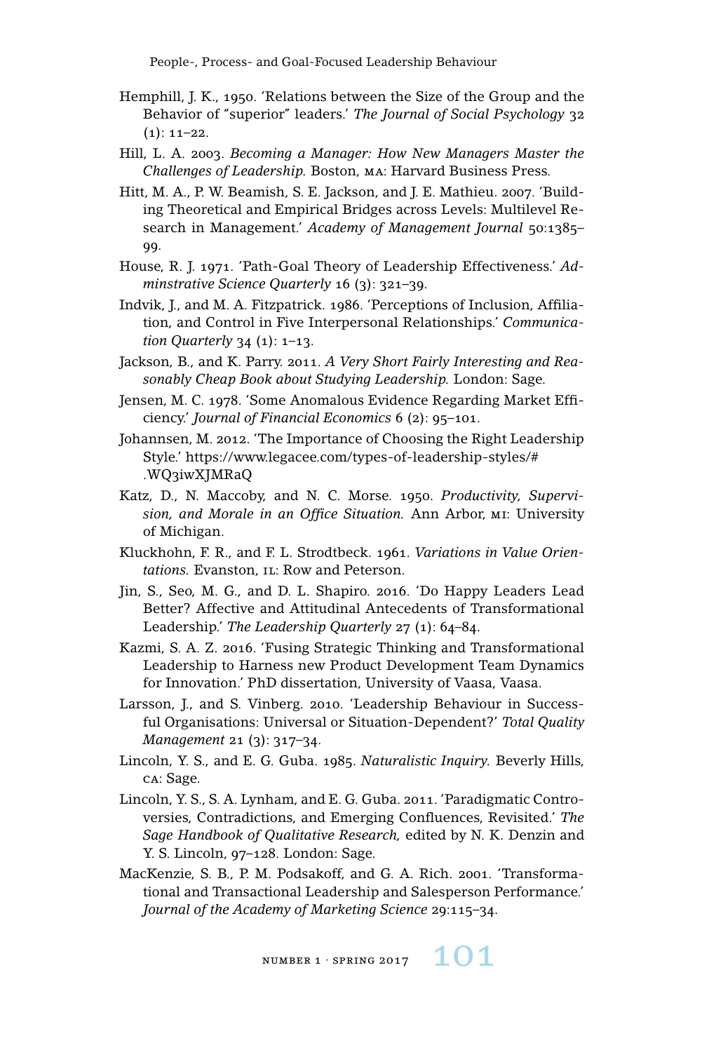Hemphill, J. K., 1950. 'Relations between the Size of the Group and the Behavior of "superior" leaders.' *The Journal of Social Psychology* 32 (1): 11–22.

Hill, L. A. 2003. *Becoming a Manager: How New Managers Master the Challenges of Leadership.* Boston, MA: Harvard Business Press.

Hitt, M. A., P. W. Beamish, S. E. Jackson, and J. E. Mathieu. 2007. 'Building Theoretical and Empirical Bridges across Levels: Multilevel Research in Management.' *Academy of Management Journal* 50:1385–99.

House, R. J. 1971. 'Path-Goal Theory of Leadership Effectiveness.' *Adminstrative Science Quarterly* 16 (3): 321–39.

Indvik, J., and M. A. Fitzpatrick. 1986. 'Perceptions of Inclusion, Affiliation, and Control in Five Interpersonal Relationships.' *Communication Quarterly* 34 (1): 1–13.

Jackson, B., and K. Parry. 2011. *A Very Short Fairly Interesting and Reasonably Cheap Book about Studying Leadership.* London: Sage.

Jensen, M. C. 1978. 'Some Anomalous Evidence Regarding Market Efficiency.' *Journal of Financial Economics* 6 (2): 95–101.

Johannsen, M. 2012. 'The Importance of Choosing the Right Leadership Style.' https://www.legacee.com/types-of-leadership-styles/#.WQ3iwXJMRaQ

Katz, D., N. Maccoby, and N. C. Morse. 1950. *Productivity, Supervision, and Morale in an Office Situation.* Ann Arbor, MI: University of Michigan.

Kluckhohn, F. R., and F. L. Strodtbeck. 1961. *Variations in Value Orientations.* Evanston, IL: Row and Peterson.

Jin, S., Seo, M. G., and D. L. Shapiro. 2016. 'Do Happy Leaders Lead Better? Affective and Attitudinal Antecedents of Transformational Leadership.' *The Leadership Quarterly* 27 (1): 64–84.

Kazmi, S. A. Z. 2016. 'Fusing Strategic Thinking and Transformational Leadership to Harness new Product Development Team Dynamics for Innovation.' PhD dissertation, University of Vaasa, Vaasa.

Larsson, J., and S. Vinberg. 2010. 'Leadership Behaviour in Successful Organisations: Universal or Situation-Dependent?' *Total Quality Management* 21 (3): 317–34.

Lincoln, Y. S., and E. G. Guba. 1985. *Naturalistic Inquiry.* Beverly Hills, CA: Sage.

Lincoln, Y. S., S. A. Lynham, and E. G. Guba. 2011. 'Paradigmatic Controversies, Contradictions, and Emerging Confluences, Revisited.' *The Sage Handbook of Qualitative Research,* edited by N. K. Denzin and Y. S. Lincoln, 97–128. London: Sage.

MacKenzie, S. B., P. M. Podsakoff, and G. A. Rich. 2001. 'Transformational and Transactional Leadership and Salesperson Performance.' *Journal of the Academy of Marketing Science* 29:115–34.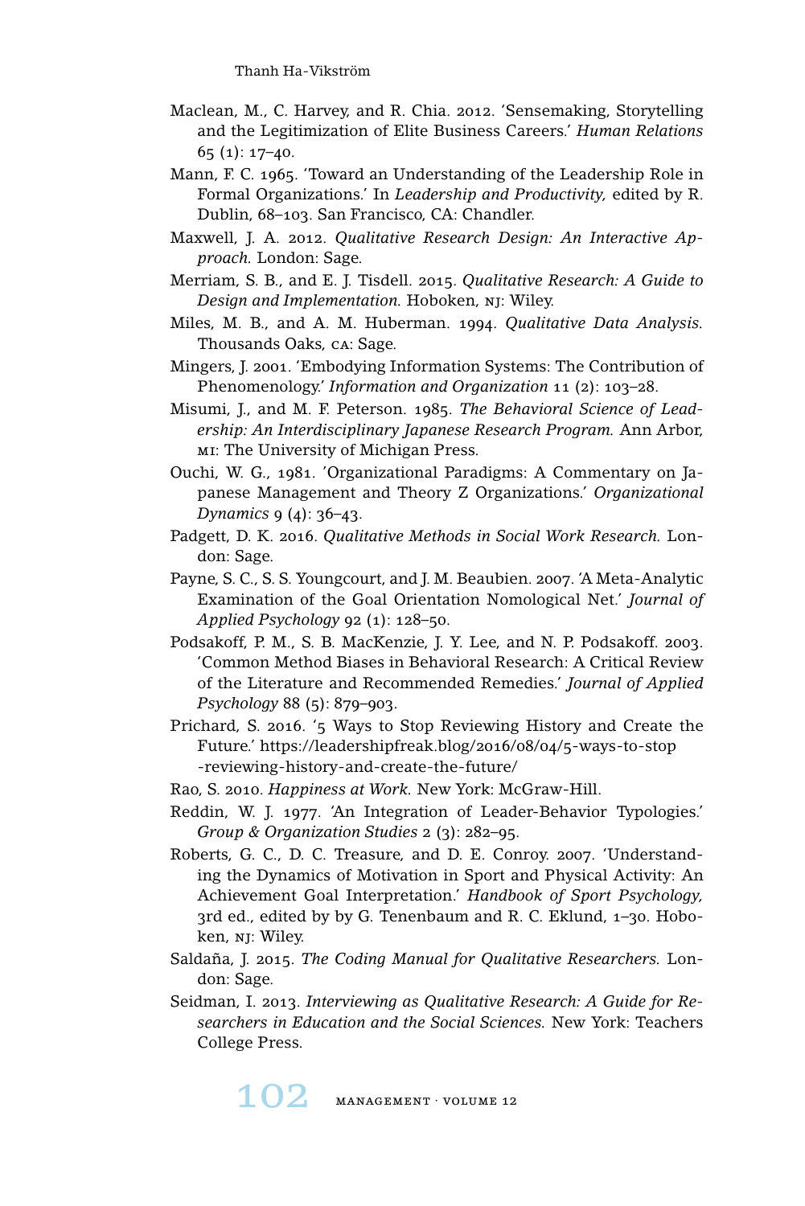Maclean, M., C. Harvey, and R. Chia. 2012. 'Sensemaking, Storytelling and the Legitimization of Elite Business Careers.' *Human Relations* 65 (1): 17–40.

Mann, F. C. 1965. 'Toward an Understanding of the Leadership Role in Formal Organizations.' In *Leadership and Productivity,* edited by R. Dublin, 68–103. San Francisco, CA: Chandler.

Maxwell, J. A. 2012. *Qualitative Research Design: An Interactive Approach.* London: Sage.

Merriam, S. B., and E. J. Tisdell. 2015. *Qualitative Research: A Guide to Design and Implementation.* Hoboken, NJ: Wiley.

Miles, M. B., and A. M. Huberman. 1994. *Qualitative Data Analysis.* Thousands Oaks, CA: Sage.

Mingers, J. 2001. 'Embodying Information Systems: The Contribution of Phenomenology.' *Information and Organization* 11 (2): 103–28.

Misumi, J., and M. F. Peterson. 1985. *The Behavioral Science of Leadership: An Interdisciplinary Japanese Research Program.* Ann Arbor, MI: The University of Michigan Press.

Ouchi, W. G., 1981. 'Organizational Paradigms: A Commentary on Japanese Management and Theory Z Organizations.' *Organizational Dynamics* 9 (4): 36–43.

Padgett, D. K. 2016. *Qualitative Methods in Social Work Research.* London: Sage.

Payne, S. C., S. S. Youngcourt, and J. M. Beaubien. 2007. 'A Meta-Analytic Examination of the Goal Orientation Nomological Net.' *Journal of Applied Psychology* 92 (1): 128–50.

Podsakoff, P. M., S. B. MacKenzie, J. Y. Lee, and N. P. Podsakoff. 2003. 'Common Method Biases in Behavioral Research: A Critical Review of the Literature and Recommended Remedies.' *Journal of Applied Psychology* 88 (5): 879–903.

Prichard, S. 2016. '5 Ways to Stop Reviewing History and Create the Future.' https://leadershipfreak.blog/2016/08/04/5-ways-to-stop-reviewing-history-and-create-the-future/

Rao, S. 2010. *Happiness at Work.* New York: McGraw-Hill.

Reddin, W. J. 1977. 'An Integration of Leader-Behavior Typologies.' *Group & Organization Studies* 2 (3): 282–95.

Roberts, G. C., D. C. Treasure, and D. E. Conroy. 2007. 'Understanding the Dynamics of Motivation in Sport and Physical Activity: An Achievement Goal Interpretation.' *Handbook of Sport Psychology,* 3rd ed., edited by by G. Tenenbaum and R. C. Eklund, 1–30. Hoboken, NJ: Wiley.

Saldaña, J. 2015. *The Coding Manual for Qualitative Researchers.* London: Sage.

Seidman, I. 2013. *Interviewing as Qualitative Research: A Guide for Researchers in Education and the Social Sciences.* New York: Teachers College Press.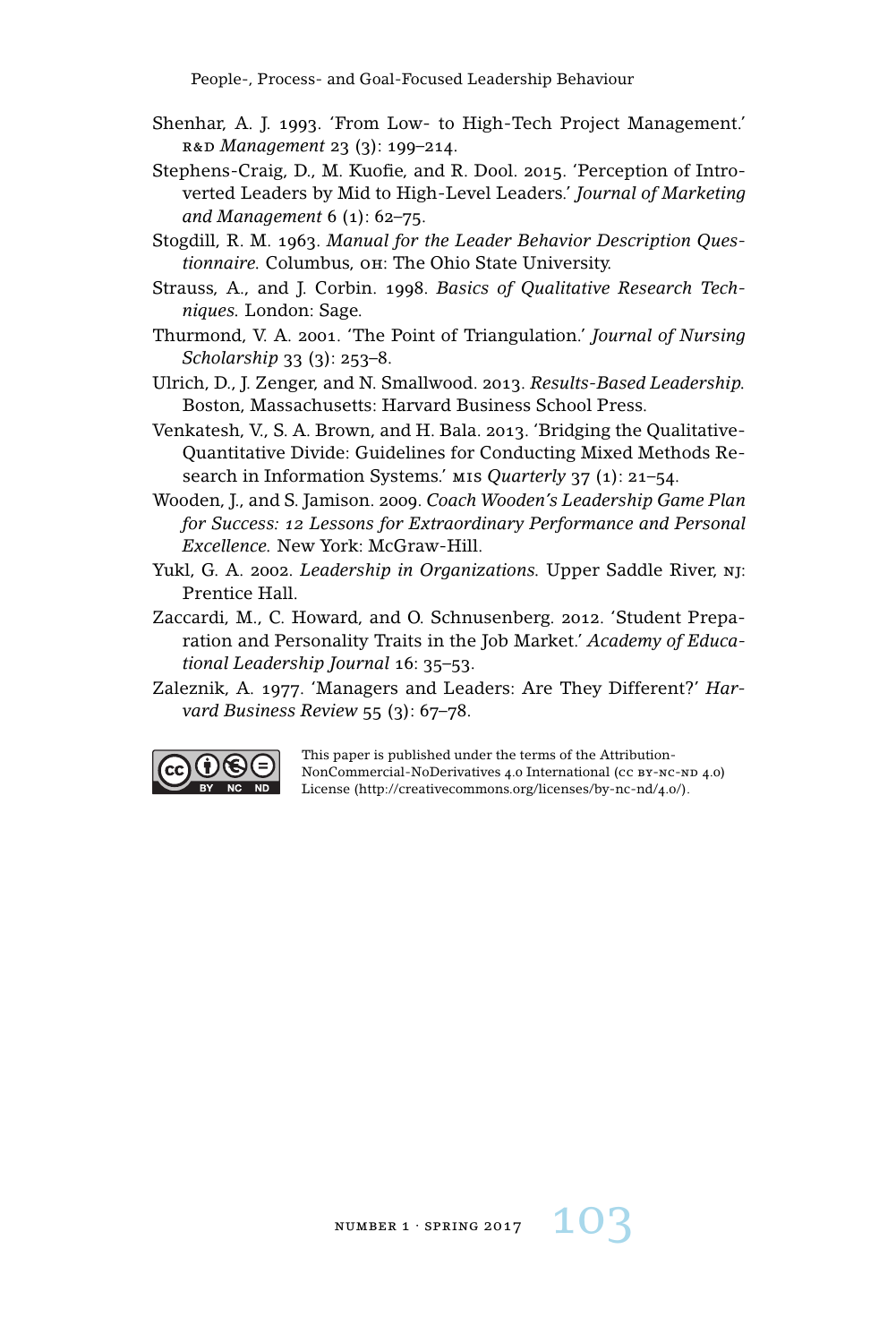Shenhar, A. J. 1993. 'From Low- to High-Tech Project Management.' R&D *Management* 23 (3): 199–214.

Stephens-Craig, D., M. Kuofie, and R. Dool. 2015. 'Perception of Introverted Leaders by Mid to High-Level Leaders.' *Journal of Marketing and Management* 6 (1): 62–75.

Stogdill, R. M. 1963. *Manual for the Leader Behavior Description Questionnaire.* Columbus, OH: The Ohio State University.

Strauss, A., and J. Corbin. 1998. *Basics of Qualitative Research Techniques.* London: Sage.

Thurmond, V. A. 2001. 'The Point of Triangulation.' *Journal of Nursing Scholarship* 33 (3): 253–8.

Ulrich, D., J. Zenger, and N. Smallwood. 2013. *Results-Based Leadership.* Boston, Massachusetts: Harvard Business School Press.

Venkatesh, V., S. A. Brown, and H. Bala. 2013. 'Bridging the Qualitative-Quantitative Divide: Guidelines for Conducting Mixed Methods Research in Information Systems.' MIS *Quarterly* 37 (1): 21–54.

Wooden, J., and S. Jamison. 2009. *Coach Wooden's Leadership Game Plan for Success: 12 Lessons for Extraordinary Performance and Personal Excellence.* New York: McGraw-Hill.

Yukl, G. A. 2002. *Leadership in Organizations.* Upper Saddle River, NJ: Prentice Hall.

Zaccardi, M., C. Howard, and O. Schnusenberg. 2012. 'Student Preparation and Personality Traits in the Job Market.' *Academy of Educational Leadership Journal* 16: 35–53.

Zaleznik, A. 1977. 'Managers and Leaders: Are They Different?' *Harvard Business Review* 55 (3): 67–78.

This paper is published under the terms of the Attribution-NonCommercial-NoDerivatives 4.0 International (CC BY-NC-ND 4.0) License (http://creativecommons.org/licenses/by-nc-nd/4.0/).